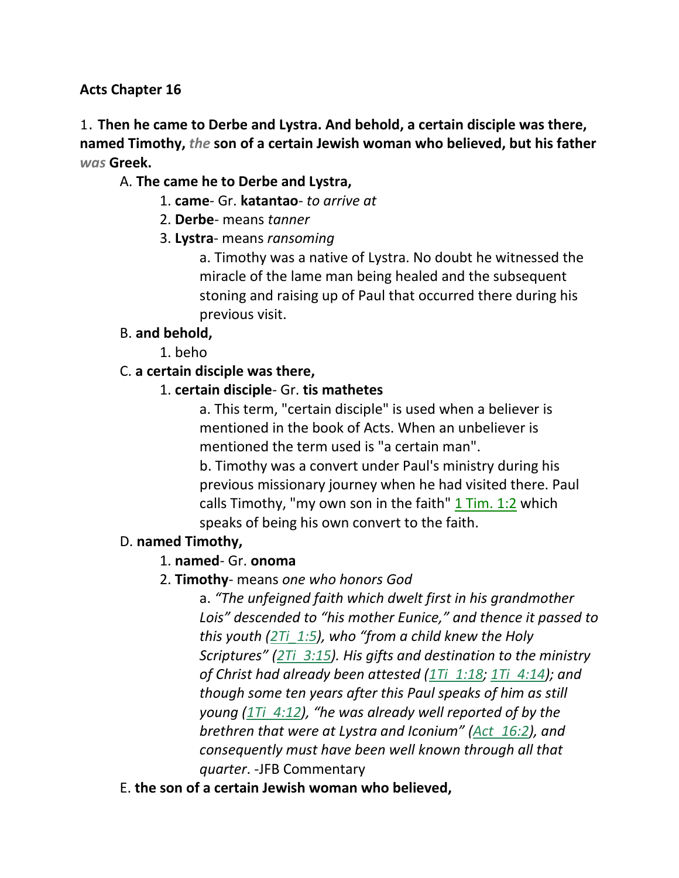**Acts Chapter 16**

1. **Then he came to Derbe and Lystra. And behold, a certain disciple was there, named Timothy,** ***the*** **son of a certain Jewish woman who believed, but his father** ***was*** **Greek.**

A. **The came he to Derbe and Lystra,**

1. **came**- Gr. **katantao**- *to arrive at*
2. **Derbe**- means *tanner*
3. **Lystra**- means *ransoming*

a. Timothy was a native of Lystra. No doubt he witnessed the miracle of the lame man being healed and the subsequent stoning and raising up of Paul that occurred there during his previous visit.

B. **and behold,**

1. beho

C. **a certain disciple was there,**

1. **certain disciple**- Gr. **tis mathetes**

a. This term, "certain disciple" is used when a believer is mentioned in the book of Acts. When an unbeliever is mentioned the term used is "a certain man".

b. Timothy was a convert under Paul's ministry during his previous missionary journey when he had visited there. Paul calls Timothy, "my own son in the faith" 1 Tim. 1:2 which speaks of being his own convert to the faith.

D. **named Timothy,**

1. **named**- Gr. **onoma**
2. **Timothy**- means *one who honors God*

a. *"The unfeigned faith which dwelt first in his grandmother Lois" descended to "his mother Eunice," and thence it passed to this youth (2Ti_1:5), who "from a child knew the Holy Scriptures" (2Ti_3:15). His gifts and destination to the ministry of Christ had already been attested (1Ti_1:18; 1Ti_4:14); and though some ten years after this Paul speaks of him as still young (1Ti_4:12), "he was already well reported of by the brethren that were at Lystra and Iconium" (Act_16:2), and consequently must have been well known through all that quarter*. -JFB Commentary

E. **the son of a certain Jewish woman who believed,**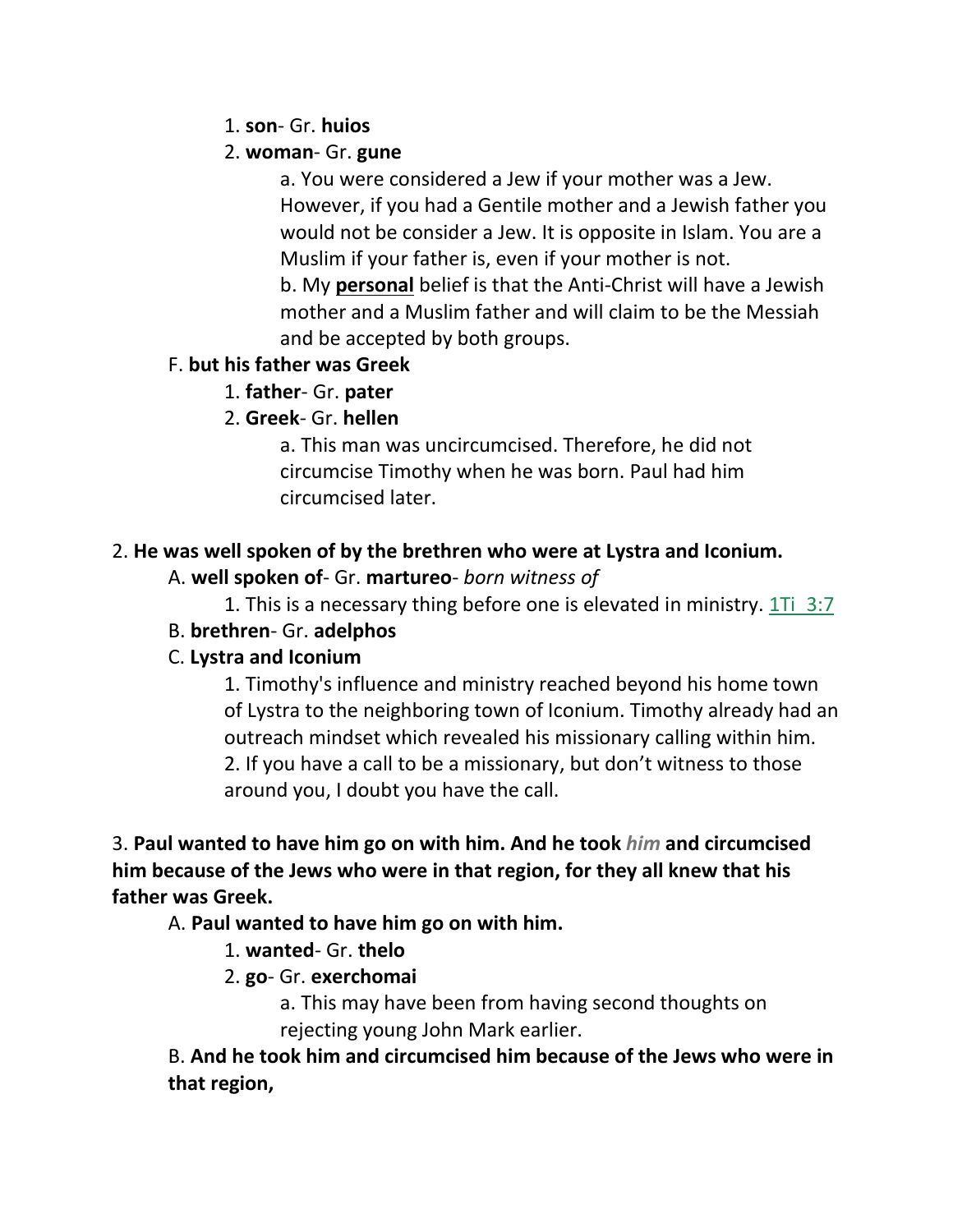1. **son**- Gr. **huios**

2. **woman**- Gr. **gune**

a. You were considered a Jew if your mother was a Jew. However, if you had a Gentile mother and a Jewish father you would not be consider a Jew. It is opposite in Islam. You are a Muslim if your father is, even if your mother is not.

b. My <u>**personal**</u> belief is that the Anti-Christ will have a Jewish mother and a Muslim father and will claim to be the Messiah and be accepted by both groups.

F. **but his father was Greek**

1. **father**- Gr. **pater**

2. **Greek**- Gr. **hellen**

a. This man was uncircumcised. Therefore, he did not circumcise Timothy when he was born. Paul had him circumcised later.

2. **He was well spoken of by the brethren who were at Lystra and Iconium.**

A. **well spoken of**- Gr. **martureo**- *born witness of*

1. This is a necessary thing before one is elevated in ministry. 1Ti 3:7

B. **brethren**- Gr. **adelphos**

C. **Lystra and Iconium**

1. Timothy's influence and ministry reached beyond his home town of Lystra to the neighboring town of Iconium. Timothy already had an outreach mindset which revealed his missionary calling within him.

2. If you have a call to be a missionary, but don't witness to those around you, I doubt you have the call.

3. **Paul wanted to have him go on with him. And he took *him* and circumcised him because of the Jews who were in that region, for they all knew that his father was Greek.**

A. **Paul wanted to have him go on with him.**

1. **wanted**- Gr. **thelo**

2. **go**- Gr. **exerchomai**

a. This may have been from having second thoughts on rejecting young John Mark earlier.

B. **And he took him and circumcised him because of the Jews who were in that region,**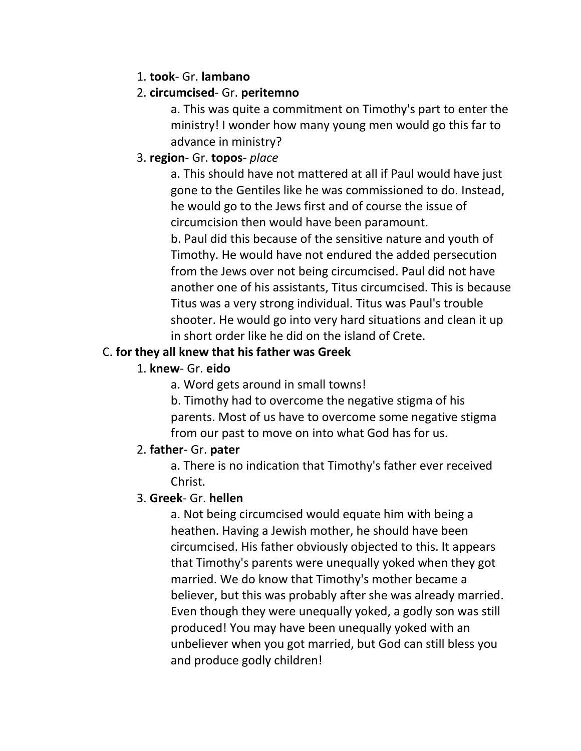1. **took**- Gr. **lambano**
2. **circumcised**- Gr. **peritemno**
    a. This was quite a commitment on Timothy's part to enter the ministry! I wonder how many young men would go this far to advance in ministry?
3. **region**- Gr. **topos**- *place*
    a. This should have not mattered at all if Paul would have just gone to the Gentiles like he was commissioned to do. Instead, he would go to the Jews first and of course the issue of circumcision then would have been paramount.
    b. Paul did this because of the sensitive nature and youth of Timothy. He would have not endured the added persecution from the Jews over not being circumcised. Paul did not have another one of his assistants, Titus circumcised. This is because Titus was a very strong individual. Titus was Paul's trouble shooter. He would go into very hard situations and clean it up in short order like he did on the island of Crete.

C. **for they all knew that his father was Greek**

1. **knew**- Gr. **eido**
    a. Word gets around in small towns!
    b. Timothy had to overcome the negative stigma of his parents. Most of us have to overcome some negative stigma from our past to move on into what God has for us.
2. **father**- Gr. **pater**
    a. There is no indication that Timothy's father ever received Christ.
3. **Greek**- Gr. **hellen**
    a. Not being circumcised would equate him with being a heathen. Having a Jewish mother, he should have been circumcised. His father obviously objected to this. It appears that Timothy's parents were unequally yoked when they got married. We do know that Timothy's mother became a believer, but this was probably after she was already married. Even though they were unequally yoked, a godly son was still produced! You may have been unequally yoked with an unbeliever when you got married, but God can still bless you and produce godly children!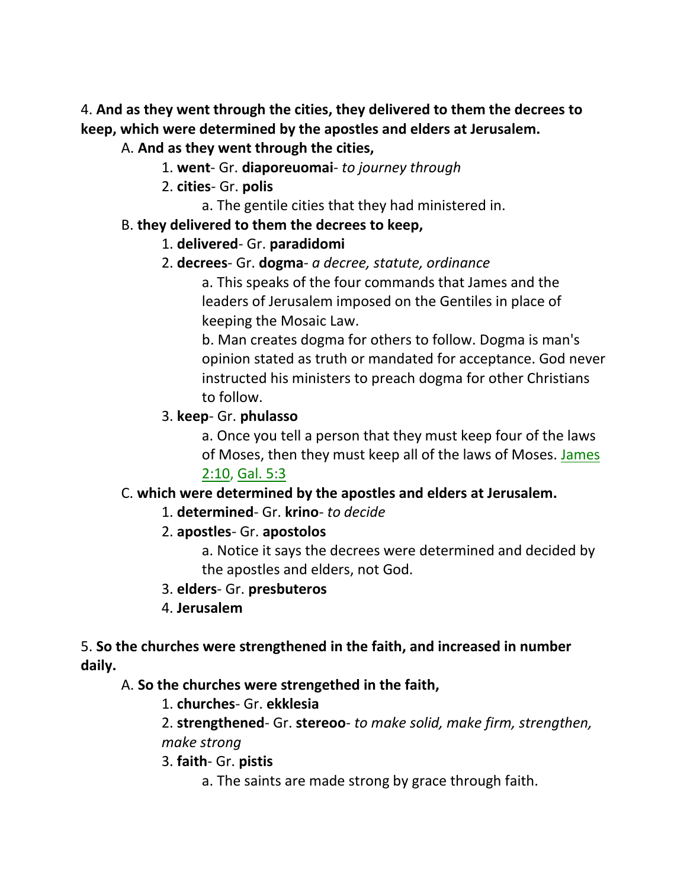4. **And as they went through the cities, they delivered to them the decrees to keep, which were determined by the apostles and elders at Jerusalem.**

A. **And as they went through the cities,**

1. **went**- Gr. **diaporeuomai**- *to journey through*
2. **cities**- Gr. **polis**
   a. The gentile cities that they had ministered in.

B. **they delivered to them the decrees to keep,**

1. **delivered**- Gr. **paradidomi**
2. **decrees**- Gr. **dogma**- *a decree, statute, ordinance*
   a. This speaks of the four commands that James and the leaders of Jerusalem imposed on the Gentiles in place of keeping the Mosaic Law.
   b. Man creates dogma for others to follow. Dogma is man's opinion stated as truth or mandated for acceptance. God never instructed his ministers to preach dogma for other Christians to follow.
3. **keep**- Gr. **phulasso**
   a. Once you tell a person that they must keep four of the laws of Moses, then they must keep all of the laws of Moses. James 2:10, Gal. 5:3

C. **which were determined by the apostles and elders at Jerusalem.**

1. **determined**- Gr. **krino**- *to decide*
2. **apostles**- Gr. **apostolos**
   a. Notice it says the decrees were determined and decided by the apostles and elders, not God.
3. **elders**- Gr. **presbuteros**
4. **Jerusalem**

5. **So the churches were strengthened in the faith, and increased in number daily.**

A. **So the churches were strengethed in the faith,**

1. **churches**- Gr. **ekklesia**
2. **strengthened**- Gr. **stereoo**- *to make solid, make firm, strengthen, make strong*
3. **faith**- Gr. **pistis**
   a. The saints are made strong by grace through faith.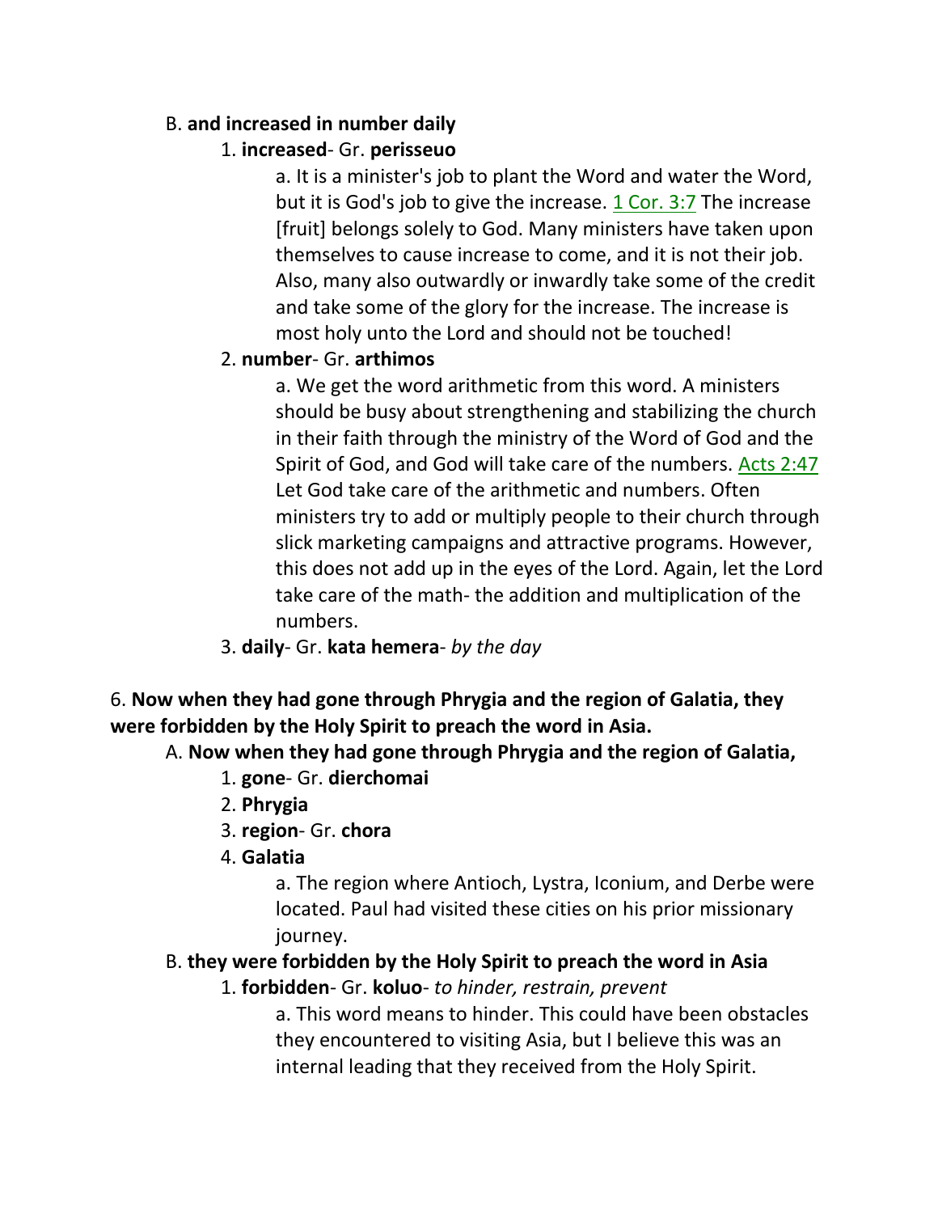B. **and increased in number daily**

1. **increased**- Gr. **perisseuo**

   a. It is a minister's job to plant the Word and water the Word, but it is God's job to give the increase. 1 Cor. 3:7 The increase [fruit] belongs solely to God. Many ministers have taken upon themselves to cause increase to come, and it is not their job. Also, many also outwardly or inwardly take some of the credit and take some of the glory for the increase. The increase is most holy unto the Lord and should not be touched!

2. **number**- Gr. **arthimos**

   a. We get the word arithmetic from this word. A ministers should be busy about strengthening and stabilizing the church in their faith through the ministry of the Word of God and the Spirit of God, and God will take care of the numbers. Acts 2:47 Let God take care of the arithmetic and numbers. Often ministers try to add or multiply people to their church through slick marketing campaigns and attractive programs. However, this does not add up in the eyes of the Lord. Again, let the Lord take care of the math- the addition and multiplication of the numbers.

3. **daily**- Gr. **kata hemera**- *by the day*

6. **Now when they had gone through Phrygia and the region of Galatia, they were forbidden by the Holy Spirit to preach the word in Asia.**

A. **Now when they had gone through Phrygia and the region of Galatia,**

1. **gone**- Gr. **dierchomai**
2. **Phrygia**
3. **region**- Gr. **chora**
4. **Galatia**

   a. The region where Antioch, Lystra, Iconium, and Derbe were located. Paul had visited these cities on his prior missionary journey.

B. **they were forbidden by the Holy Spirit to preach the word in Asia**

1. **forbidden**- Gr. **koluo**- *to hinder, restrain, prevent*

   a. This word means to hinder. This could have been obstacles they encountered to visiting Asia, but I believe this was an internal leading that they received from the Holy Spirit.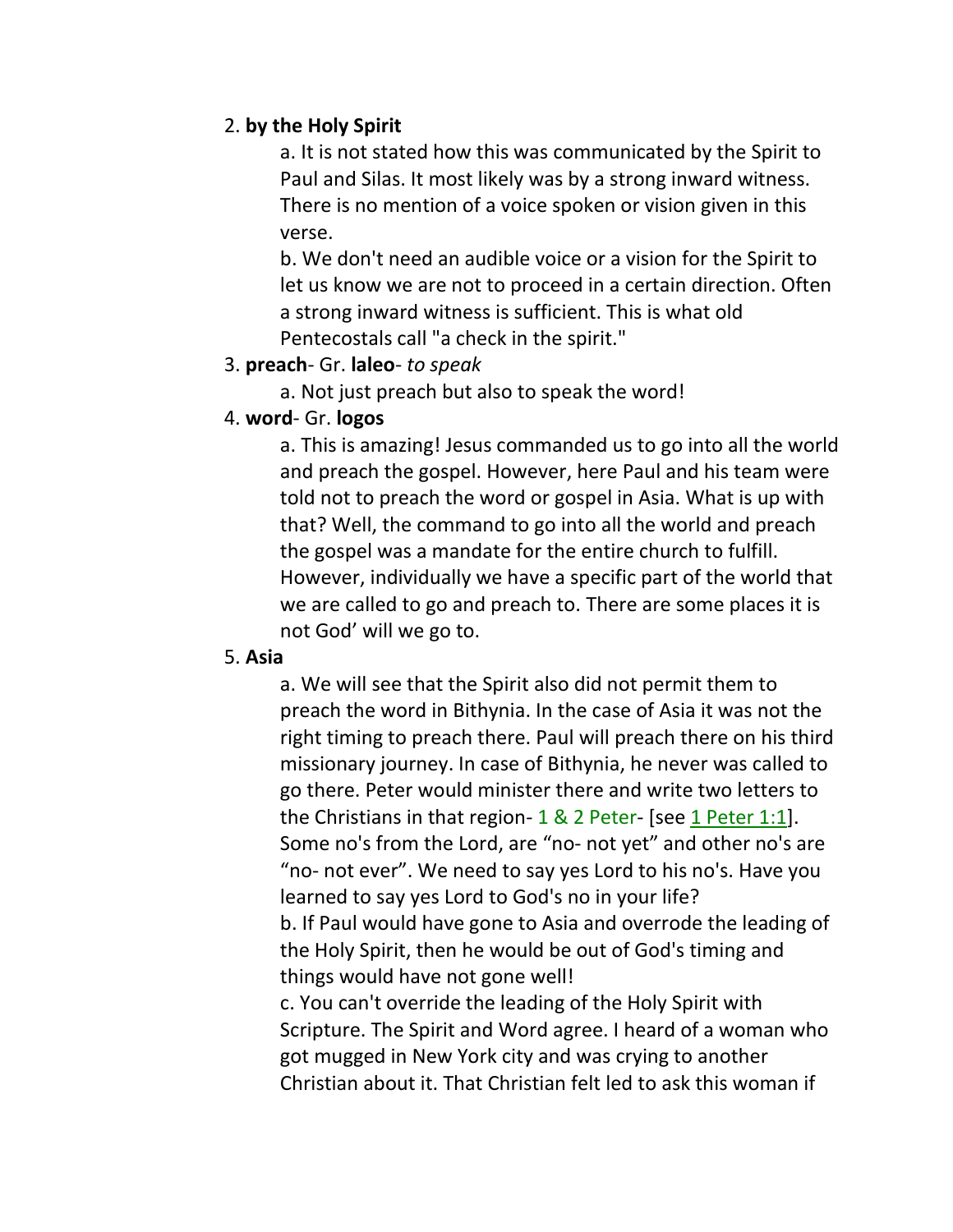2. **by the Holy Spirit**

   a. It is not stated how this was communicated by the Spirit to Paul and Silas. It most likely was by a strong inward witness. There is no mention of a voice spoken or vision given in this verse.

   b. We don't need an audible voice or a vision for the Spirit to let us know we are not to proceed in a certain direction. Often a strong inward witness is sufficient. This is what old Pentecostals call "a check in the spirit."

3. **preach**- Gr. **laleo**- *to speak*

   a. Not just preach but also to speak the word!

4. **word**- Gr. **logos**

   a. This is amazing! Jesus commanded us to go into all the world and preach the gospel. However, here Paul and his team were told not to preach the word or gospel in Asia. What is up with that? Well, the command to go into all the world and preach the gospel was a mandate for the entire church to fulfill. However, individually we have a specific part of the world that we are called to go and preach to. There are some places it is not God' will we go to.

5. **Asia**

   a. We will see that the Spirit also did not permit them to preach the word in Bithynia. In the case of Asia it was not the right timing to preach there. Paul will preach there on his third missionary journey. In case of Bithynia, he never was called to go there. Peter would minister there and write two letters to the Christians in that region- 1 & 2 Peter- [see 1 Peter 1:1]. Some no's from the Lord, are "no- not yet" and other no's are "no- not ever". We need to say yes Lord to his no's. Have you learned to say yes Lord to God's no in your life?

   b. If Paul would have gone to Asia and overrode the leading of the Holy Spirit, then he would be out of God's timing and things would have not gone well!

   c. You can't override the leading of the Holy Spirit with Scripture. The Spirit and Word agree. I heard of a woman who got mugged in New York city and was crying to another Christian about it. That Christian felt led to ask this woman if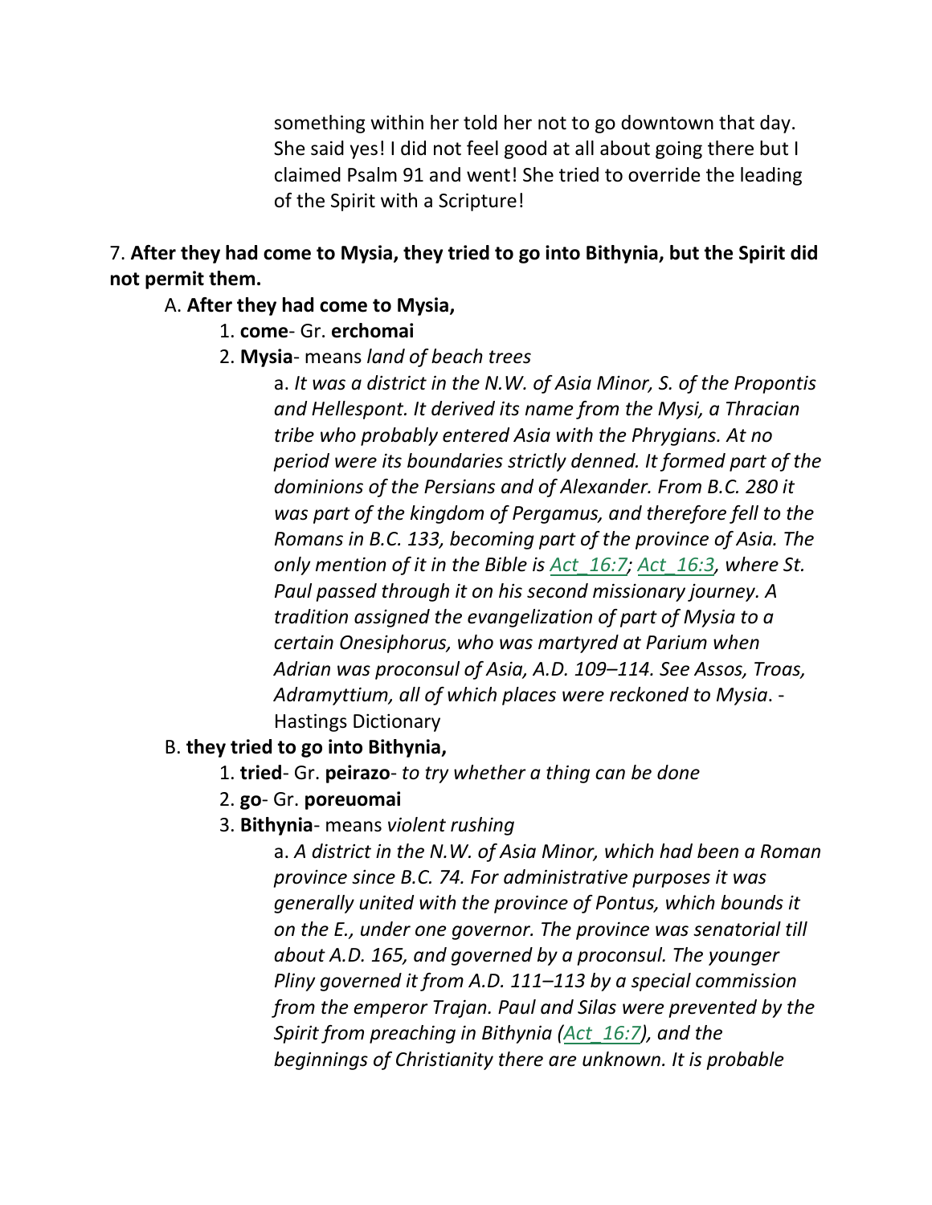something within her told her not to go downtown that day. She said yes! I did not feel good at all about going there but I claimed Psalm 91 and went! She tried to override the leading of the Spirit with a Scripture!

7. **After they had come to Mysia, they tried to go into Bithynia, but the Spirit did not permit them.**

A. **After they had come to Mysia,**

1. **come**- Gr. **erchomai**

2. **Mysia**- means *land of beach trees*

a. *It was a district in the N.W. of Asia Minor, S. of the Propontis and Hellespont. It derived its name from the Mysi, a Thracian tribe who probably entered Asia with the Phrygians. At no period were its boundaries strictly denned. It formed part of the dominions of the Persians and of Alexander. From B.C. 280 it was part of the kingdom of Pergamus, and therefore fell to the Romans in B.C. 133, becoming part of the province of Asia. The only mention of it in the Bible is Act_16:7; Act_16:3, where St. Paul passed through it on his second missionary journey. A tradition assigned the evangelization of part of Mysia to a certain Onesiphorus, who was martyred at Parium when Adrian was proconsul of Asia, A.D. 109–114. See Assos, Troas, Adramyttium, all of which places were reckoned to Mysia*. - Hastings Dictionary

B. **they tried to go into Bithynia,**

1. **tried**- Gr. **peirazo**- *to try whether a thing can be done*

2. **go**- Gr. **poreuomai**

3. **Bithynia**- means *violent rushing*

a. *A district in the N.W. of Asia Minor, which had been a Roman province since B.C. 74. For administrative purposes it was generally united with the province of Pontus, which bounds it on the E., under one governor. The province was senatorial till about A.D. 165, and governed by a proconsul. The younger Pliny governed it from A.D. 111–113 by a special commission from the emperor Trajan. Paul and Silas were prevented by the Spirit from preaching in Bithynia (Act_16:7), and the beginnings of Christianity there are unknown. It is probable*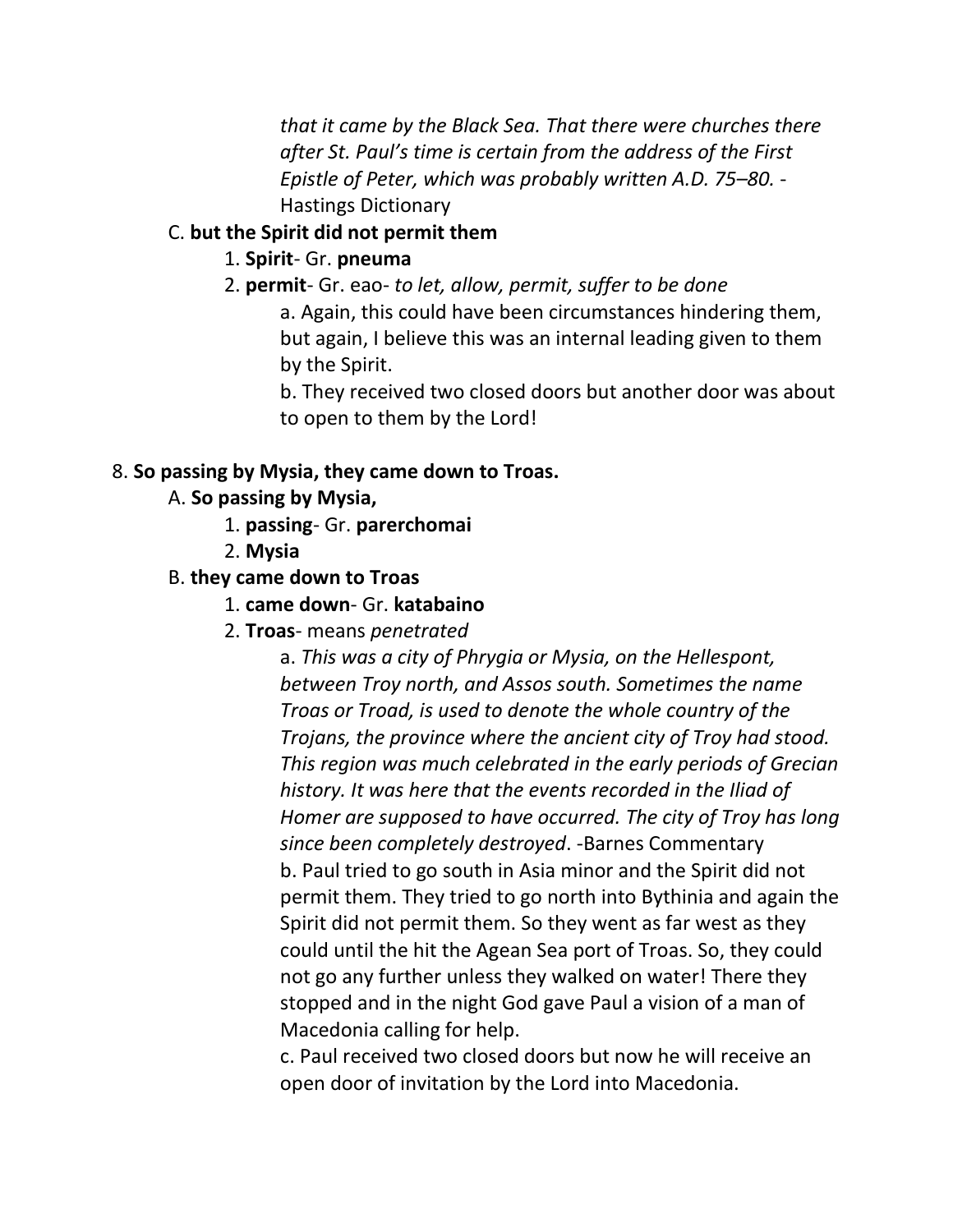*that it came by the Black Sea. That there were churches there after St. Paul's time is certain from the address of the First Epistle of Peter, which was probably written A.D. 75–80.* - Hastings Dictionary

C. **but the Spirit did not permit them**

1. **Spirit**- Gr. **pneuma**
2. **permit**- Gr. eao- *to let, allow, permit, suffer to be done*

a. Again, this could have been circumstances hindering them, but again, I believe this was an internal leading given to them by the Spirit.

b. They received two closed doors but another door was about to open to them by the Lord!

8. **So passing by Mysia, they came down to Troas.**

A. **So passing by Mysia,**

1. **passing**- Gr. **parerchomai**
2. **Mysia**

B. **they came down to Troas**

1. **came down**- Gr. **katabaino**
2. **Troas**- means *penetrated*

a. *This was a city of Phrygia or Mysia, on the Hellespont, between Troy north, and Assos south. Sometimes the name Troas or Troad, is used to denote the whole country of the Trojans, the province where the ancient city of Troy had stood. This region was much celebrated in the early periods of Grecian history. It was here that the events recorded in the Iliad of Homer are supposed to have occurred. The city of Troy has long since been completely destroyed*. -Barnes Commentary

b. Paul tried to go south in Asia minor and the Spirit did not permit them. They tried to go north into Bythinia and again the Spirit did not permit them. So they went as far west as they could until the hit the Agean Sea port of Troas. So, they could not go any further unless they walked on water! There they stopped and in the night God gave Paul a vision of a man of Macedonia calling for help.

c. Paul received two closed doors but now he will receive an open door of invitation by the Lord into Macedonia.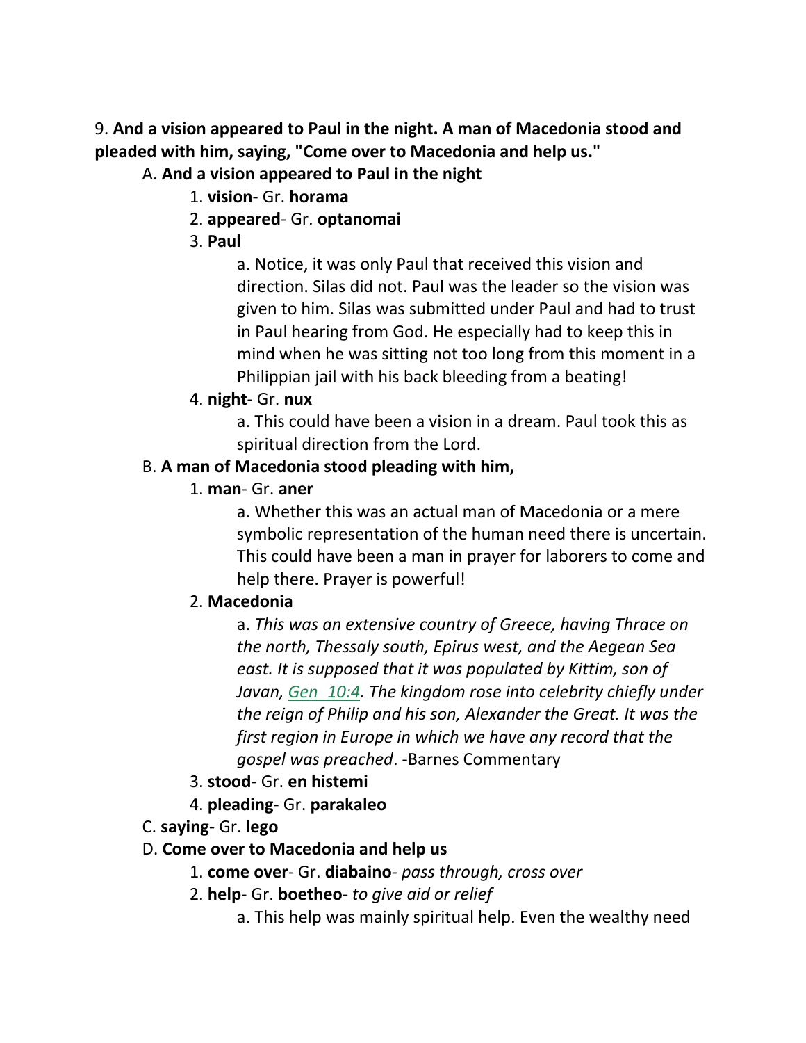9. **And a vision appeared to Paul in the night. A man of Macedonia stood and pleaded with him, saying, "Come over to Macedonia and help us."**

A. **And a vision appeared to Paul in the night**

1. **vision**- Gr. **horama**
2. **appeared**- Gr. **optanomai**
3. **Paul**

    a. Notice, it was only Paul that received this vision and direction. Silas did not. Paul was the leader so the vision was given to him. Silas was submitted under Paul and had to trust in Paul hearing from God. He especially had to keep this in mind when he was sitting not too long from this moment in a Philippian jail with his back bleeding from a beating!

4. **night**- Gr. **nux**

    a. This could have been a vision in a dream. Paul took this as spiritual direction from the Lord.

B. **A man of Macedonia stood pleading with him,**

1. **man**- Gr. **aner**

    a. Whether this was an actual man of Macedonia or a mere symbolic representation of the human need there is uncertain. This could have been a man in prayer for laborers to come and help there. Prayer is powerful!

2. **Macedonia**

    a. *This was an extensive country of Greece, having Thrace on the north, Thessaly south, Epirus west, and the Aegean Sea east. It is supposed that it was populated by Kittim, son of Javan, Gen 10:4. The kingdom rose into celebrity chiefly under the reign of Philip and his son, Alexander the Great. It was the first region in Europe in which we have any record that the gospel was preached*. -Barnes Commentary

3. **stood**- Gr. **en histemi**
4. **pleading**- Gr. **parakaleo**

C. **saying**- Gr. **lego**

D. **Come over to Macedonia and help us**

1. **come over**- Gr. **diabaino**- *pass through, cross over*
2. **help**- Gr. **boetheo**- *to give aid or relief*

    a. This help was mainly spiritual help. Even the wealthy need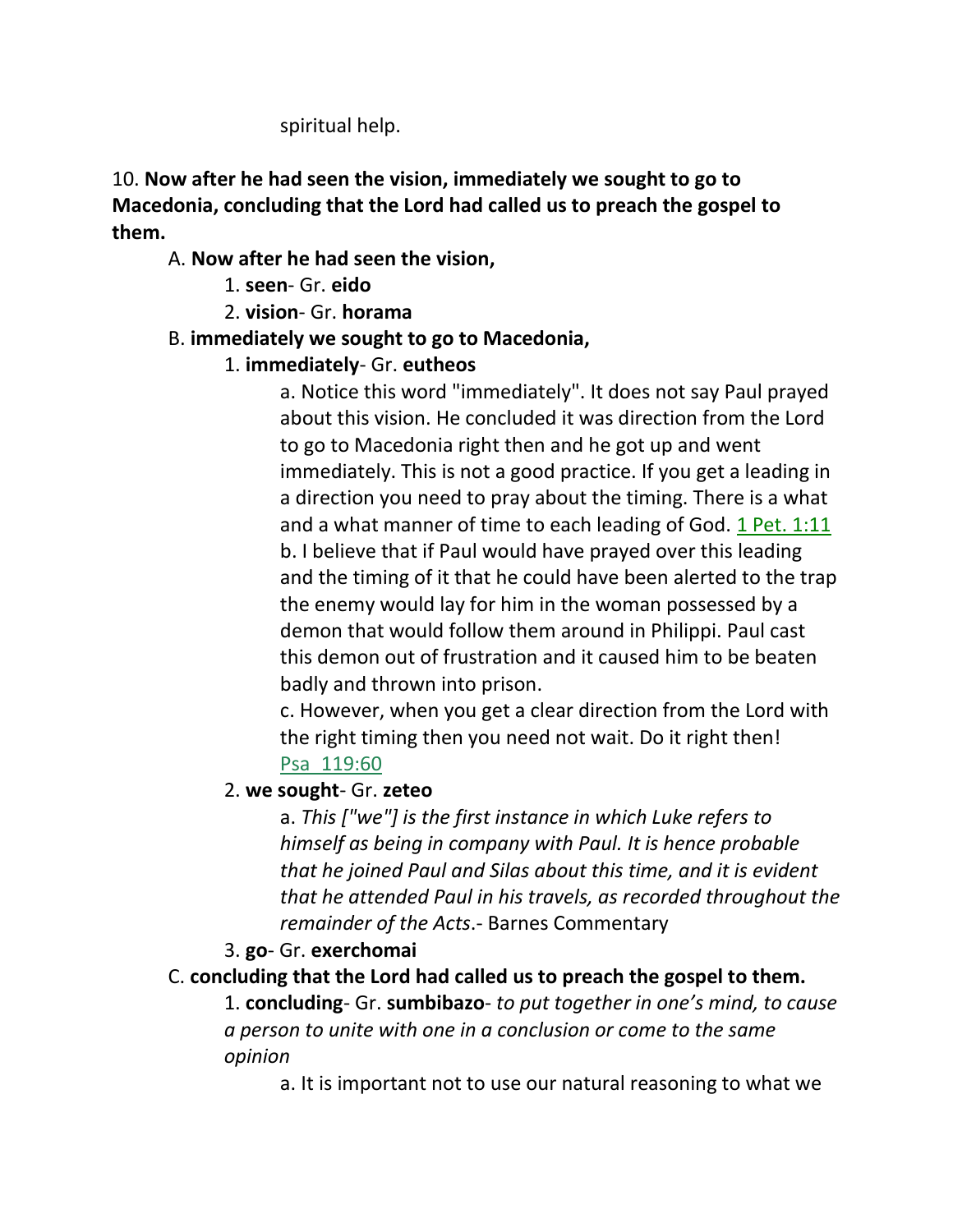spiritual help.

10. **Now after he had seen the vision, immediately we sought to go to Macedonia, concluding that the Lord had called us to preach the gospel to them.**

A. **Now after he had seen the vision,**

1. **seen**- Gr. **eido**

2. **vision**- Gr. **horama**

B. **immediately we sought to go to Macedonia,**

1. **immediately**- Gr. **eutheos**

a. Notice this word "immediately". It does not say Paul prayed about this vision. He concluded it was direction from the Lord to go to Macedonia right then and he got up and went immediately. This is not a good practice. If you get a leading in a direction you need to pray about the timing. There is a what and a what manner of time to each leading of God. 1 Pet. 1:11

b. I believe that if Paul would have prayed over this leading and the timing of it that he could have been alerted to the trap the enemy would lay for him in the woman possessed by a demon that would follow them around in Philippi. Paul cast this demon out of frustration and it caused him to be beaten badly and thrown into prison.

c. However, when you get a clear direction from the Lord with the right timing then you need not wait. Do it right then! Psa 119:60

2. **we sought**- Gr. **zeteo**

a. *This ["we"] is the first instance in which Luke refers to himself as being in company with Paul. It is hence probable that he joined Paul and Silas about this time, and it is evident that he attended Paul in his travels, as recorded throughout the remainder of the Acts*.- Barnes Commentary

3. **go**- Gr. **exerchomai**

C. **concluding that the Lord had called us to preach the gospel to them.**

1. **concluding**- Gr. **sumbibazo**- *to put together in one's mind, to cause a person to unite with one in a conclusion or come to the same opinion*

a. It is important not to use our natural reasoning to what we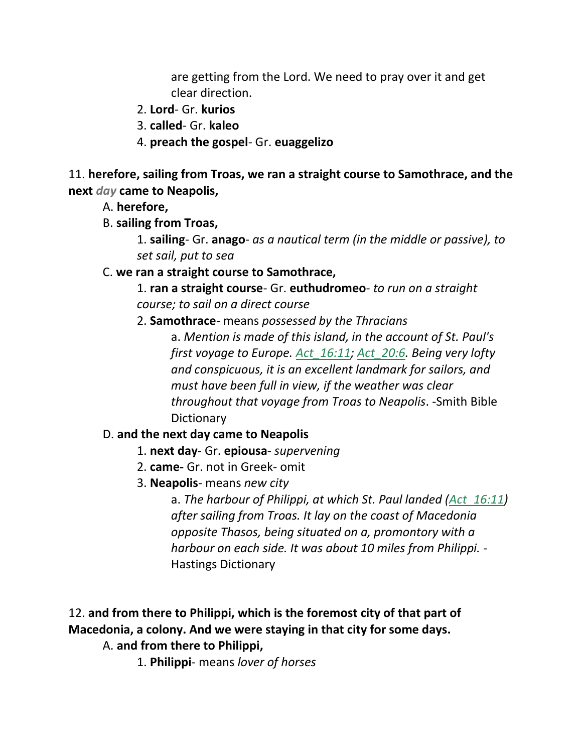are getting from the Lord. We need to pray over it and get clear direction.

2. **Lord**- Gr. **kurios**
3. **called**- Gr. **kaleo**
4. **preach the gospel**- Gr. **euaggelizo**

11. **herefore, sailing from Troas, we ran a straight course to Samothrace, and the next** ***day*** **came to Neapolis,**

A. **herefore,**

B. **sailing from Troas,**

1. **sailing**- Gr. **anago**- *as a nautical term (in the middle or passive), to set sail, put to sea*

C. **we ran a straight course to Samothrace,**

1. **ran a straight course**- Gr. **euthudromeo**- *to run on a straight course; to sail on a direct course*
2. **Samothrace**- means *possessed by the Thracians*

a. *Mention is made of this island, in the account of St. Paul's first voyage to Europe. Act_16:11; Act_20:6. Being very lofty and conspicuous, it is an excellent landmark for sailors, and must have been full in view, if the weather was clear throughout that voyage from Troas to Neapolis*. -Smith Bible Dictionary

D. **and the next day came to Neapolis**

1. **next day**- Gr. **epiousa**- *supervening*
2. **came-** Gr. not in Greek- omit
3. **Neapolis**- means *new city*

a. *The harbour of Philippi, at which St. Paul landed (Act_16:11) after sailing from Troas. It lay on the coast of Macedonia opposite Thasos, being situated on a, promontory with a harbour on each side. It was about 10 miles from Philippi.* -Hastings Dictionary

12. **and from there to Philippi, which is the foremost city of that part of Macedonia, a colony. And we were staying in that city for some days.**

A. **and from there to Philippi,**

1. **Philippi**- means *lover of horses*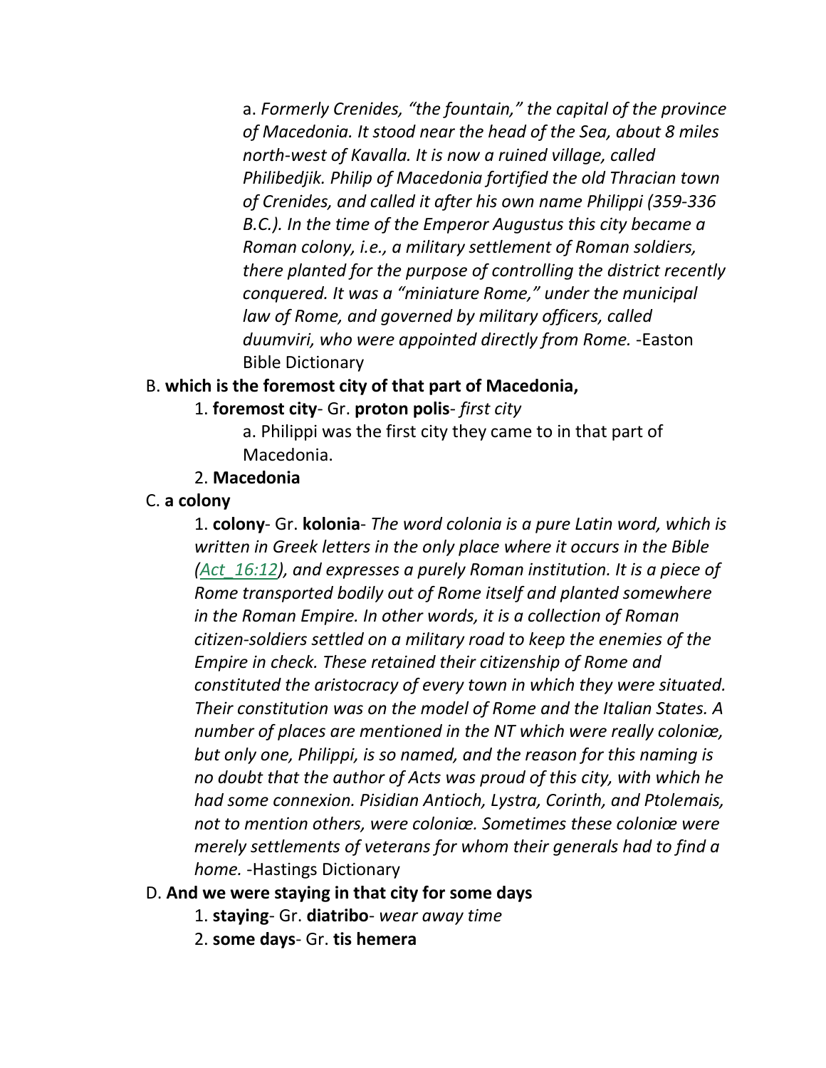a. *Formerly Crenides, "the fountain," the capital of the province of Macedonia. It stood near the head of the Sea, about 8 miles north-west of Kavalla. It is now a ruined village, called Philibedjik. Philip of Macedonia fortified the old Thracian town of Crenides, and called it after his own name Philippi (359-336 B.C.). In the time of the Emperor Augustus this city became a Roman colony, i.e., a military settlement of Roman soldiers, there planted for the purpose of controlling the district recently conquered. It was a "miniature Rome," under the municipal law of Rome, and governed by military officers, called duumviri, who were appointed directly from Rome.* -Easton Bible Dictionary

B. **which is the foremost city of that part of Macedonia,**

1. **foremost city**- Gr. **proton polis**- *first city*

a. Philippi was the first city they came to in that part of Macedonia.

2. **Macedonia**

C. **a colony**

1. **colony**- Gr. **kolonia**- *The word colonia is a pure Latin word, which is written in Greek letters in the only place where it occurs in the Bible (Act_16:12), and expresses a purely Roman institution. It is a piece of Rome transported bodily out of Rome itself and planted somewhere in the Roman Empire. In other words, it is a collection of Roman citizen-soldiers settled on a military road to keep the enemies of the Empire in check. These retained their citizenship of Rome and constituted the aristocracy of every town in which they were situated. Their constitution was on the model of Rome and the Italian States. A number of places are mentioned in the NT which were really coloniæ, but only one, Philippi, is so named, and the reason for this naming is no doubt that the author of Acts was proud of this city, with which he had some connexion. Pisidian Antioch, Lystra, Corinth, and Ptolemais, not to mention others, were coloniæ. Sometimes these coloniæ were merely settlements of veterans for whom their generals had to find a home.* -Hastings Dictionary

D. **And we were staying in that city for some days**

1. **staying**- Gr. **diatribo**- *wear away time*

2. **some days**- Gr. **tis hemera**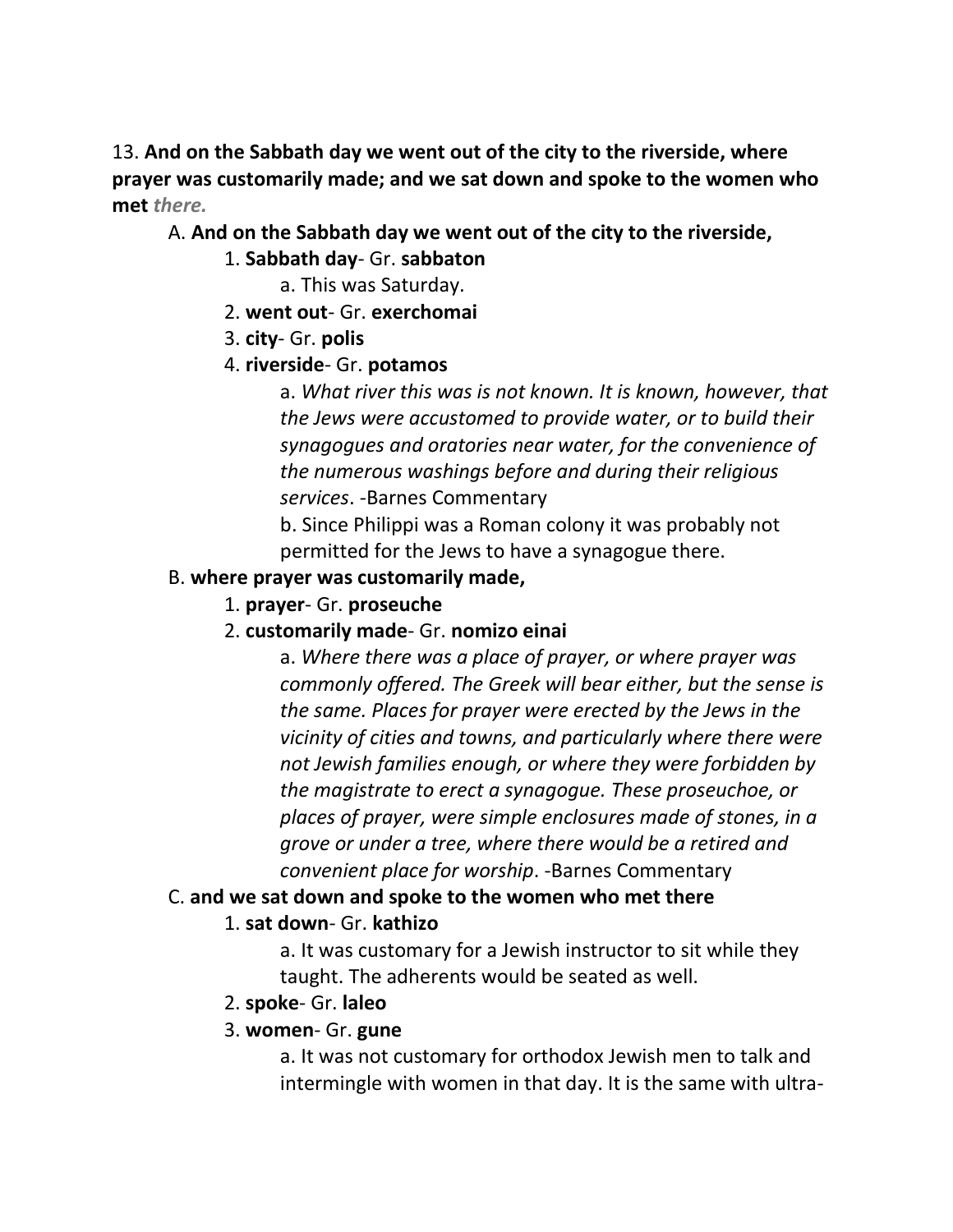13. **And on the Sabbath day we went out of the city to the riverside, where prayer was customarily made; and we sat down and spoke to the women who met** ***there.***

A. **And on the Sabbath day we went out of the city to the riverside,**

1. **Sabbath day**- Gr. **sabbaton**
   a. This was Saturday.
2. **went out**- Gr. **exerchomai**
3. **city**- Gr. **polis**
4. **riverside**- Gr. **potamos**
   a. *What river this was is not known. It is known, however, that the Jews were accustomed to provide water, or to build their synagogues and oratories near water, for the convenience of the numerous washings before and during their religious services*. -Barnes Commentary
   b. Since Philippi was a Roman colony it was probably not permitted for the Jews to have a synagogue there.

B. **where prayer was customarily made,**

1. **prayer**- Gr. **proseuche**
2. **customarily made**- Gr. **nomizo einai**
   a. *Where there was a place of prayer, or where prayer was commonly offered. The Greek will bear either, but the sense is the same. Places for prayer were erected by the Jews in the vicinity of cities and towns, and particularly where there were not Jewish families enough, or where they were forbidden by the magistrate to erect a synagogue. These proseuchoe, or places of prayer, were simple enclosures made of stones, in a grove or under a tree, where there would be a retired and convenient place for worship*. -Barnes Commentary

C. **and we sat down and spoke to the women who met there**

1. **sat down**- Gr. **kathizo**
   a. It was customary for a Jewish instructor to sit while they taught. The adherents would be seated as well.
2. **spoke**- Gr. **laleo**
3. **women**- Gr. **gune**
   a. It was not customary for orthodox Jewish men to talk and intermingle with women in that day. It is the same with ultra-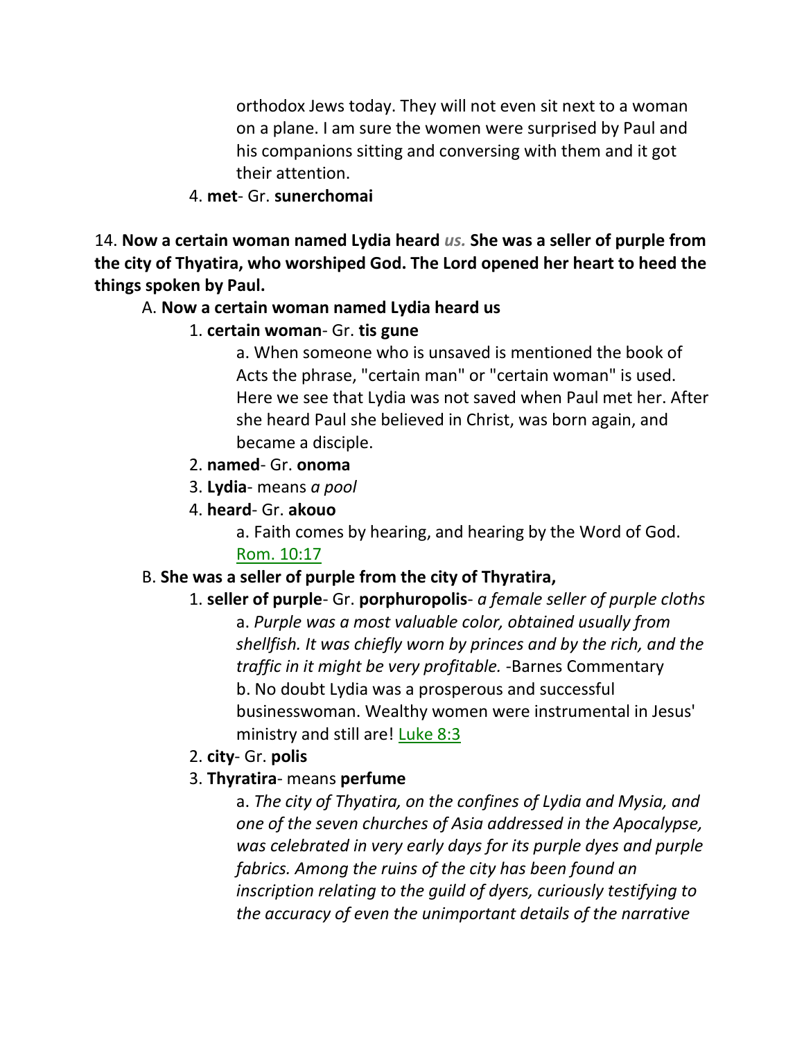orthodox Jews today. They will not even sit next to a woman on a plane. I am sure the women were surprised by Paul and his companions sitting and conversing with them and it got their attention.

4. **met**- Gr. **sunerchomai**

14. **Now a certain woman named Lydia heard *us.* She was a seller of purple from the city of Thyatira, who worshiped God. The Lord opened her heart to heed the things spoken by Paul.**

A. **Now a certain woman named Lydia heard us**

1. **certain woman**- Gr. **tis gune**

a. When someone who is unsaved is mentioned the book of Acts the phrase, "certain man" or "certain woman" is used. Here we see that Lydia was not saved when Paul met her. After she heard Paul she believed in Christ, was born again, and became a disciple.

2. **named**- Gr. **onoma**

3. **Lydia**- means *a pool*

4. **heard**- Gr. **akouo**

a. Faith comes by hearing, and hearing by the Word of God. Rom. 10:17

B. **She was a seller of purple from the city of Thyratira,**

1. **seller of purple**- Gr. **porphuropolis**- *a female seller of purple cloths*

a. *Purple was a most valuable color, obtained usually from shellfish. It was chiefly worn by princes and by the rich, and the traffic in it might be very profitable.* -Barnes Commentary

b. No doubt Lydia was a prosperous and successful businesswoman. Wealthy women were instrumental in Jesus' ministry and still are! Luke 8:3

2. **city**- Gr. **polis**

3. **Thyratira**- means **perfume**

a. *The city of Thyatira, on the confines of Lydia and Mysia, and one of the seven churches of Asia addressed in the Apocalypse, was celebrated in very early days for its purple dyes and purple fabrics. Among the ruins of the city has been found an inscription relating to the guild of dyers, curiously testifying to the accuracy of even the unimportant details of the narrative*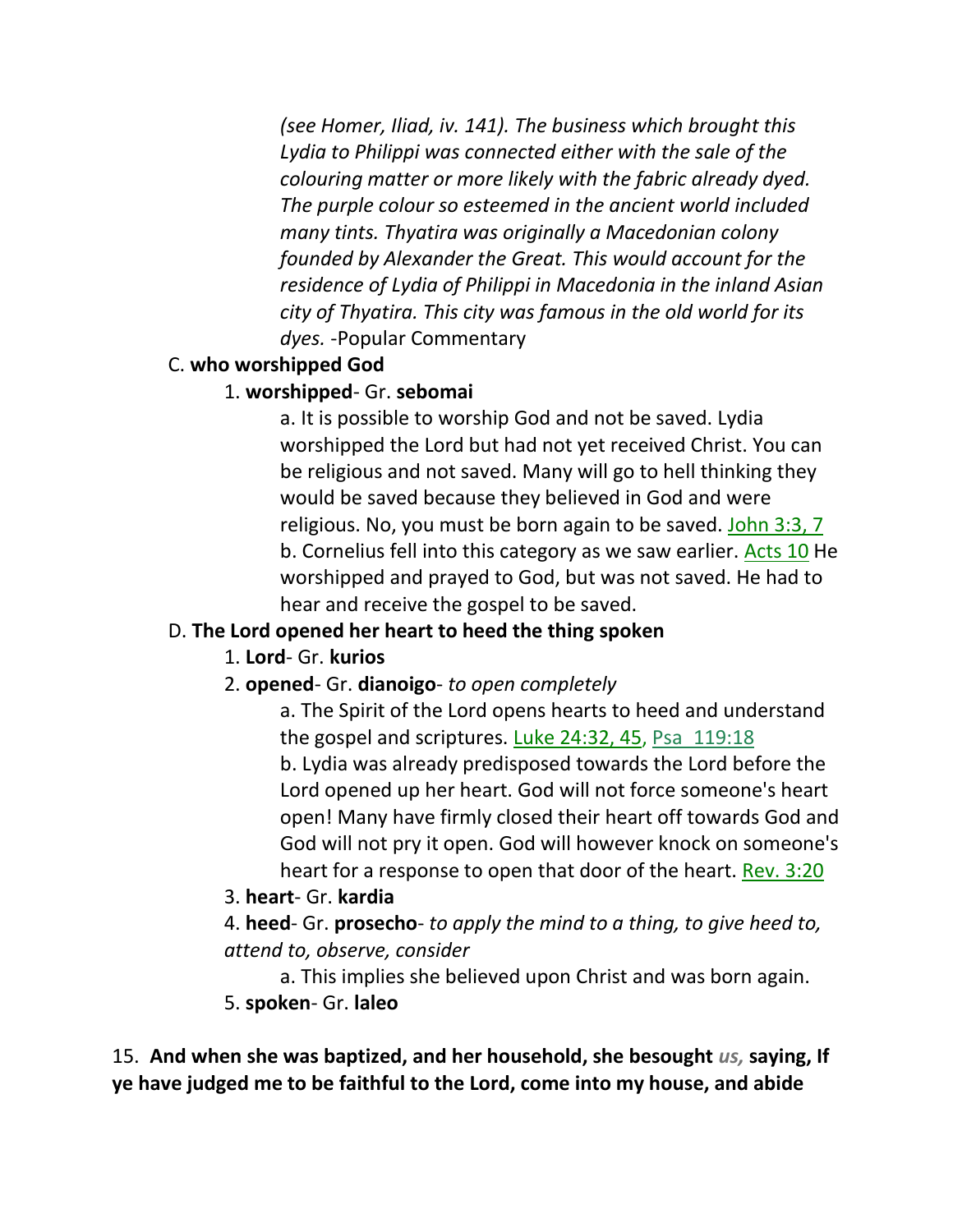*(see Homer, Iliad, iv. 141). The business which brought this Lydia to Philippi was connected either with the sale of the colouring matter or more likely with the fabric already dyed. The purple colour so esteemed in the ancient world included many tints. Thyatira was originally a Macedonian colony founded by Alexander the Great. This would account for the residence of Lydia of Philippi in Macedonia in the inland Asian city of Thyatira. This city was famous in the old world for its dyes.* -Popular Commentary

C. **who worshipped God**

1. **worshipped**- Gr. **sebomai**

a. It is possible to worship God and not be saved. Lydia worshipped the Lord but had not yet received Christ. You can be religious and not saved. Many will go to hell thinking they would be saved because they believed in God and were religious. No, you must be born again to be saved. John 3:3, 7

b. Cornelius fell into this category as we saw earlier. Acts 10 He worshipped and prayed to God, but was not saved. He had to hear and receive the gospel to be saved.

D. **The Lord opened her heart to heed the thing spoken**

1. **Lord**- Gr. **kurios**

2. **opened**- Gr. **dianoigo**- *to open completely*

a. The Spirit of the Lord opens hearts to heed and understand the gospel and scriptures. Luke 24:32, 45, Psa 119:18

b. Lydia was already predisposed towards the Lord before the Lord opened up her heart. God will not force someone's heart open! Many have firmly closed their heart off towards God and God will not pry it open. God will however knock on someone's heart for a response to open that door of the heart. Rev. 3:20

3. **heart**- Gr. **kardia**

4. **heed**- Gr. **prosecho**- *to apply the mind to a thing, to give heed to, attend to, observe, consider*

a. This implies she believed upon Christ and was born again.

5. **spoken**- Gr. **laleo**

15. **And when she was baptized, and her household, she besought *us,* saying, If ye have judged me to be faithful to the Lord, come into my house, and abide**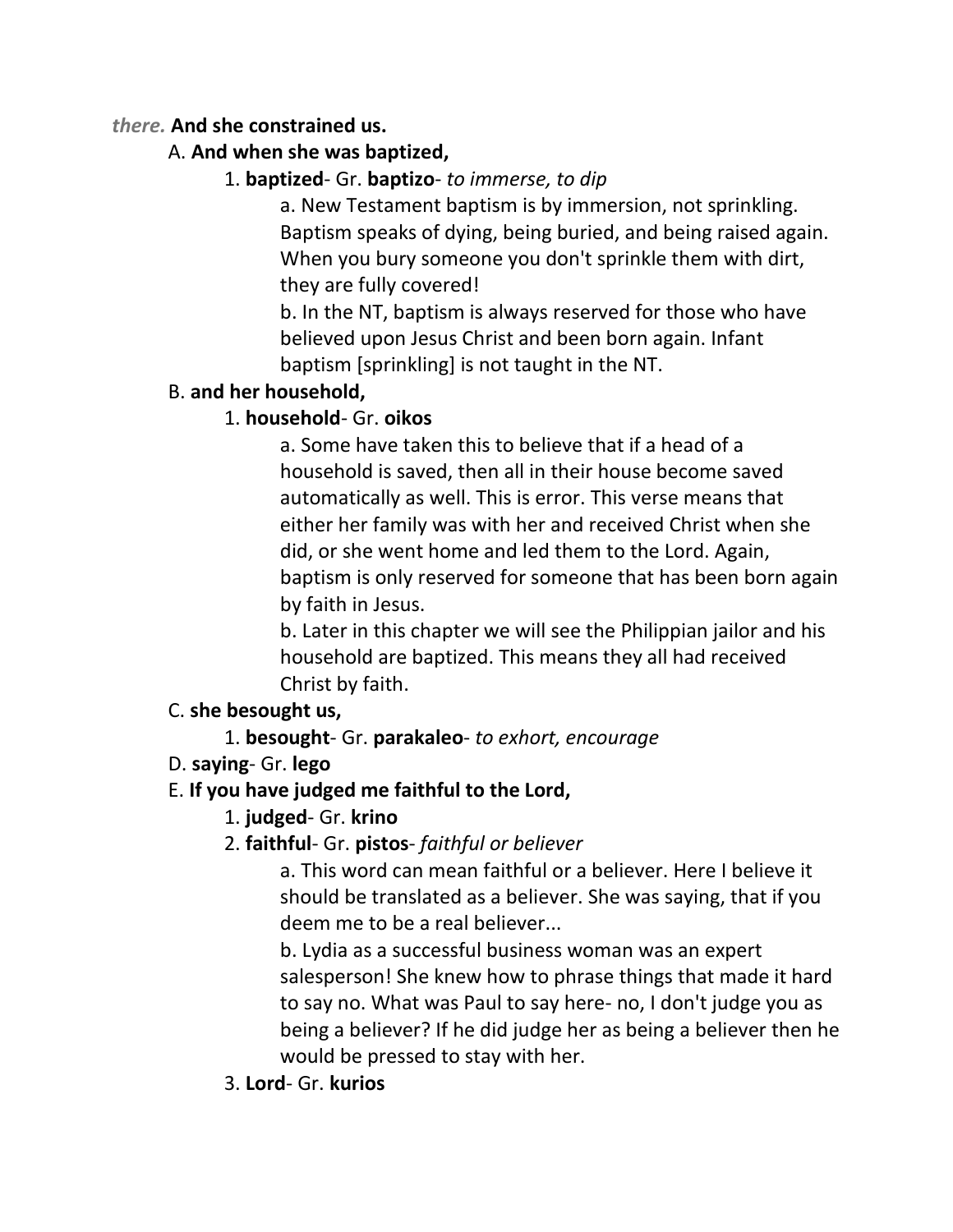*there.* **And she constrained us.**

A. **And when she was baptized,**

1. **baptized**- Gr. **baptizo**- *to immerse, to dip*

a. New Testament baptism is by immersion, not sprinkling. Baptism speaks of dying, being buried, and being raised again. When you bury someone you don't sprinkle them with dirt, they are fully covered!

b. In the NT, baptism is always reserved for those who have believed upon Jesus Christ and been born again. Infant baptism [sprinkling] is not taught in the NT.

B. **and her household,**

1. **household**- Gr. **oikos**

a. Some have taken this to believe that if a head of a household is saved, then all in their house become saved automatically as well. This is error. This verse means that either her family was with her and received Christ when she did, or she went home and led them to the Lord. Again, baptism is only reserved for someone that has been born again by faith in Jesus.

b. Later in this chapter we will see the Philippian jailor and his household are baptized. This means they all had received Christ by faith.

C. **she besought us,**

1. **besought**- Gr. **parakaleo**- *to exhort, encourage*

D. **saying**- Gr. **lego**

E. **If you have judged me faithful to the Lord,**

1. **judged**- Gr. **krino**

2. **faithful**- Gr. **pistos**- *faithful or believer*

a. This word can mean faithful or a believer. Here I believe it should be translated as a believer. She was saying, that if you deem me to be a real believer...

b. Lydia as a successful business woman was an expert salesperson! She knew how to phrase things that made it hard to say no. What was Paul to say here- no, I don't judge you as being a believer? If he did judge her as being a believer then he would be pressed to stay with her.

3. **Lord**- Gr. **kurios**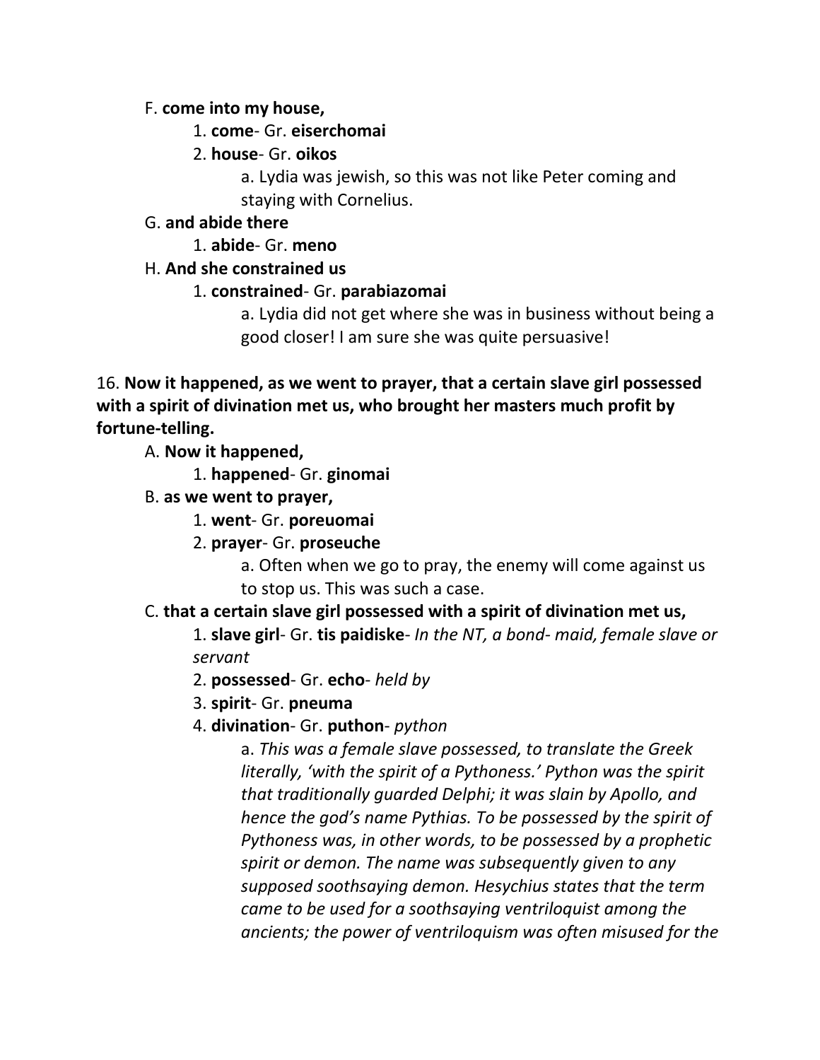F. **come into my house,**

1. **come**- Gr. **eiserchomai**
2. **house**- Gr. **oikos**

a. Lydia was jewish, so this was not like Peter coming and staying with Cornelius.

G. **and abide there**

1. **abide**- Gr. **meno**

H. **And she constrained us**

1. **constrained**- Gr. **parabiazomai**

a. Lydia did not get where she was in business without being a good closer! I am sure she was quite persuasive!

16. **Now it happened, as we went to prayer, that a certain slave girl possessed with a spirit of divination met us, who brought her masters much profit by fortune-telling.**

A. **Now it happened,**

1. **happened**- Gr. **ginomai**

B. **as we went to prayer,**

1. **went**- Gr. **poreuomai**
2. **prayer**- Gr. **proseuche**

a. Often when we go to pray, the enemy will come against us to stop us. This was such a case.

C. **that a certain slave girl possessed with a spirit of divination met us,**

1. **slave girl**- Gr. **tis paidiske**- *In the NT, a bond- maid, female slave or servant*
2. **possessed**- Gr. **echo**- *held by*
3. **spirit**- Gr. **pneuma**
4. **divination**- Gr. **puthon**- *python*

a. *This was a female slave possessed, to translate the Greek literally, 'with the spirit of a Pythoness.' Python was the spirit that traditionally guarded Delphi; it was slain by Apollo, and hence the god's name Pythias. To be possessed by the spirit of Pythoness was, in other words, to be possessed by a prophetic spirit or demon. The name was subsequently given to any supposed soothsaying demon. Hesychius states that the term came to be used for a soothsaying ventriloquist among the ancients; the power of ventriloquism was often misused for the*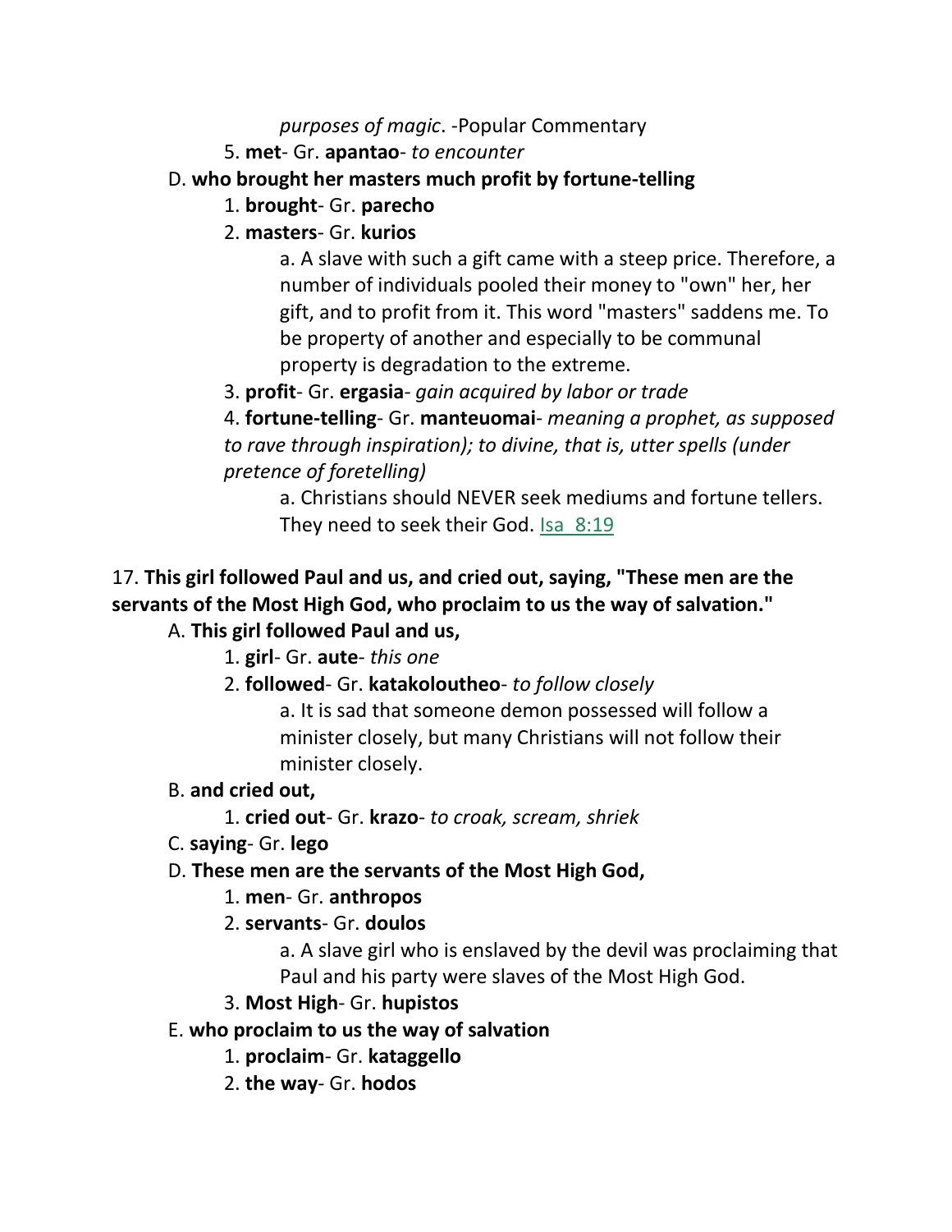*purposes of magic*. -Popular Commentary

5. **met**- Gr. **apantao**- *to encounter*

D. **who brought her masters much profit by fortune-telling**

1. **brought**- Gr. **parecho**

2. **masters**- Gr. **kurios**

a. A slave with such a gift came with a steep price. Therefore, a number of individuals pooled their money to "own" her, her gift, and to profit from it. This word "masters" saddens me. To be property of another and especially to be communal property is degradation to the extreme.

3. **profit**- Gr. **ergasia**- *gain acquired by labor or trade*

4. **fortune-telling**- Gr. **manteuomai**- *meaning a prophet, as supposed to rave through inspiration); to divine, that is, utter spells (under pretence of foretelling)*

a. Christians should NEVER seek mediums and fortune tellers. They need to seek their God. Isa 8:19

17. **This girl followed Paul and us, and cried out, saying, "These men are the servants of the Most High God, who proclaim to us the way of salvation."**

A. **This girl followed Paul and us,**

1. **girl**- Gr. **aute**- *this one*

2. **followed**- Gr. **katakoloutheo**- *to follow closely*

a. It is sad that someone demon possessed will follow a minister closely, but many Christians will not follow their minister closely.

B. **and cried out,**

1. **cried out**- Gr. **krazo**- *to croak, scream, shriek*

C. **saying**- Gr. **lego**

D. **These men are the servants of the Most High God,**

1. **men**- Gr. **anthropos**

2. **servants**- Gr. **doulos**

a. A slave girl who is enslaved by the devil was proclaiming that Paul and his party were slaves of the Most High God.

3. **Most High**- Gr. **hupistos**

E. **who proclaim to us the way of salvation**

1. **proclaim**- Gr. **kataggello**

2. **the way**- Gr. **hodos**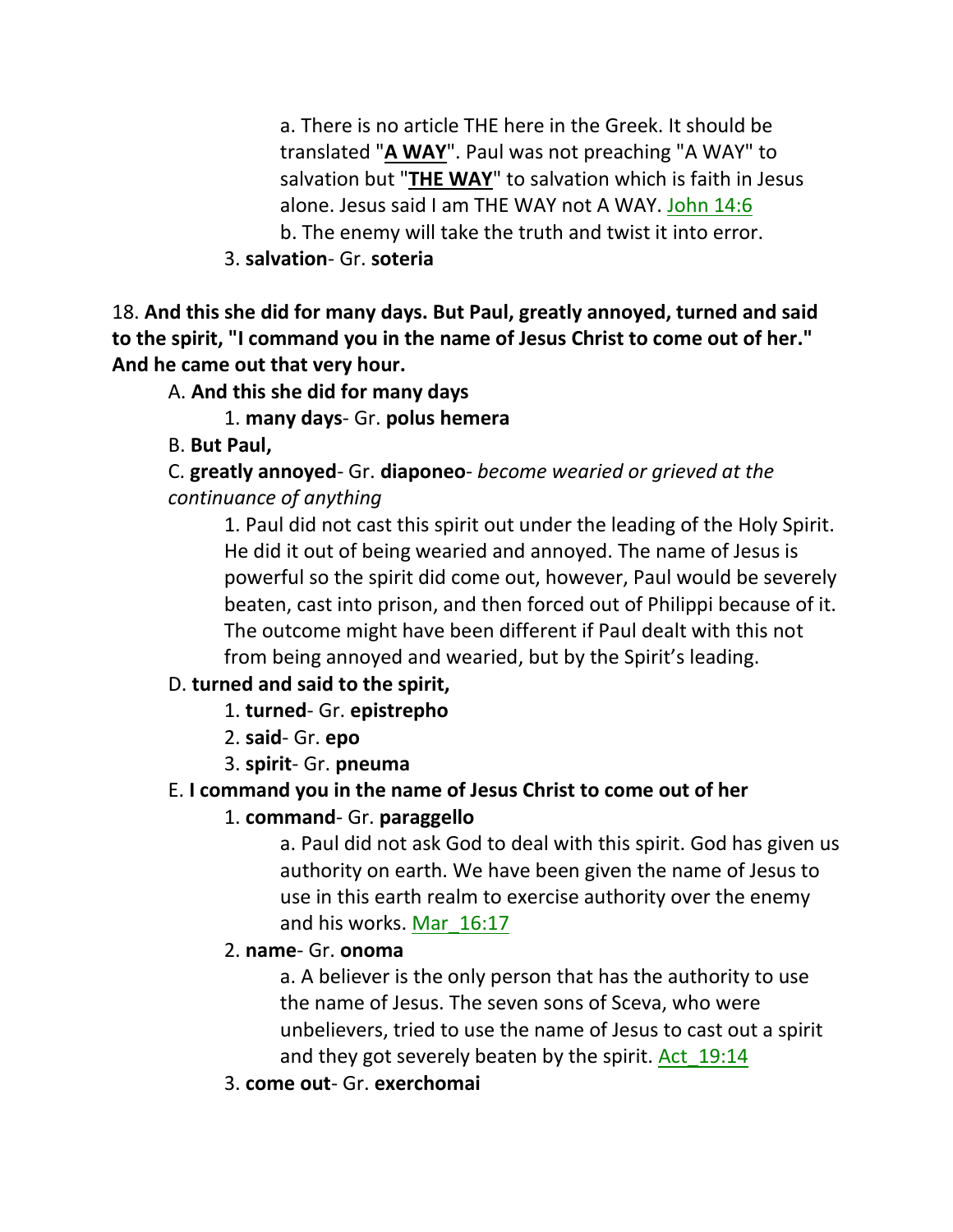a. There is no article THE here in the Greek. It should be translated "**A WAY**". Paul was not preaching "A WAY" to salvation but "**THE WAY**" to salvation which is faith in Jesus alone. Jesus said I am THE WAY not A WAY. John 14:6

b. The enemy will take the truth and twist it into error.

3. **salvation**- Gr. **soteria**

18. **And this she did for many days. But Paul, greatly annoyed, turned and said to the spirit, "I command you in the name of Jesus Christ to come out of her." And he came out that very hour.**

A. **And this she did for many days**

1. **many days**- Gr. **polus hemera**

B. **But Paul,**

C. **greatly annoyed**- Gr. **diaponeo**- *become wearied or grieved at the continuance of anything*

1. Paul did not cast this spirit out under the leading of the Holy Spirit. He did it out of being wearied and annoyed. The name of Jesus is powerful so the spirit did come out, however, Paul would be severely beaten, cast into prison, and then forced out of Philippi because of it. The outcome might have been different if Paul dealt with this not from being annoyed and wearied, but by the Spirit's leading.

D. **turned and said to the spirit,**

1. **turned**- Gr. **epistrepho**

2. **said**- Gr. **epo**

3. **spirit**- Gr. **pneuma**

E. **I command you in the name of Jesus Christ to come out of her**

1. **command**- Gr. **paraggello**

a. Paul did not ask God to deal with this spirit. God has given us authority on earth. We have been given the name of Jesus to use in this earth realm to exercise authority over the enemy and his works. Mar_16:17

2. **name**- Gr. **onoma**

a. A believer is the only person that has the authority to use the name of Jesus. The seven sons of Sceva, who were unbelievers, tried to use the name of Jesus to cast out a spirit and they got severely beaten by the spirit. Act_19:14

3. **come out**- Gr. **exerchomai**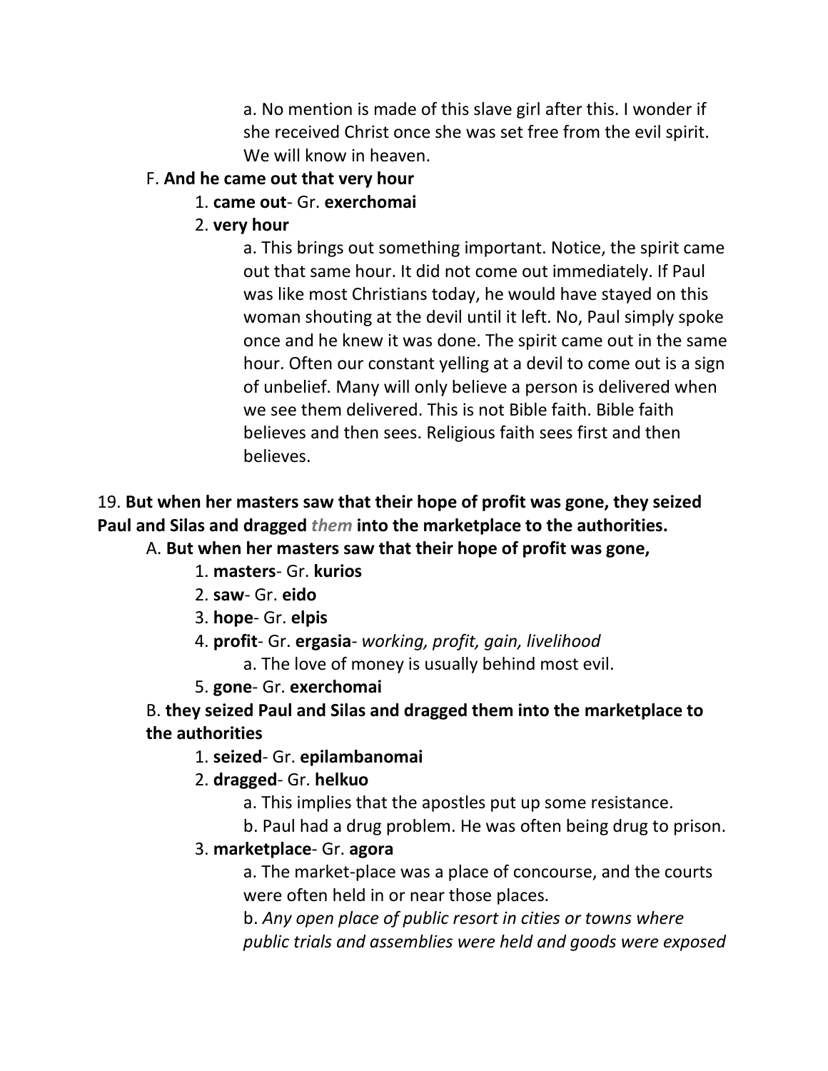a. No mention is made of this slave girl after this. I wonder if she received Christ once she was set free from the evil spirit. We will know in heaven.

F. **And he came out that very hour**

1. **came out**- Gr. **exerchomai**

2. **very hour**

a. This brings out something important. Notice, the spirit came out that same hour. It did not come out immediately. If Paul was like most Christians today, he would have stayed on this woman shouting at the devil until it left. No, Paul simply spoke once and he knew it was done. The spirit came out in the same hour. Often our constant yelling at a devil to come out is a sign of unbelief. Many will only believe a person is delivered when we see them delivered. This is not Bible faith. Bible faith believes and then sees. Religious faith sees first and then believes.

19. **But when her masters saw that their hope of profit was gone, they seized Paul and Silas and dragged *them* into the marketplace to the authorities.**

A. **But when her masters saw that their hope of profit was gone,**

1. **masters**- Gr. **kurios**

2. **saw**- Gr. **eido**

3. **hope**- Gr. **elpis**

4. **profit**- Gr. **ergasia**- *working, profit, gain, livelihood*

a. The love of money is usually behind most evil.

5. **gone**- Gr. **exerchomai**

B. **they seized Paul and Silas and dragged them into the marketplace to the authorities**

1. **seized**- Gr. **epilambanomai**

2. **dragged**- Gr. **helkuo**

a. This implies that the apostles put up some resistance.

b. Paul had a drug problem. He was often being drug to prison.

3. **marketplace**- Gr. **agora**

a. The market-place was a place of concourse, and the courts were often held in or near those places.

b. *Any open place of public resort in cities or towns where public trials and assemblies were held and goods were exposed*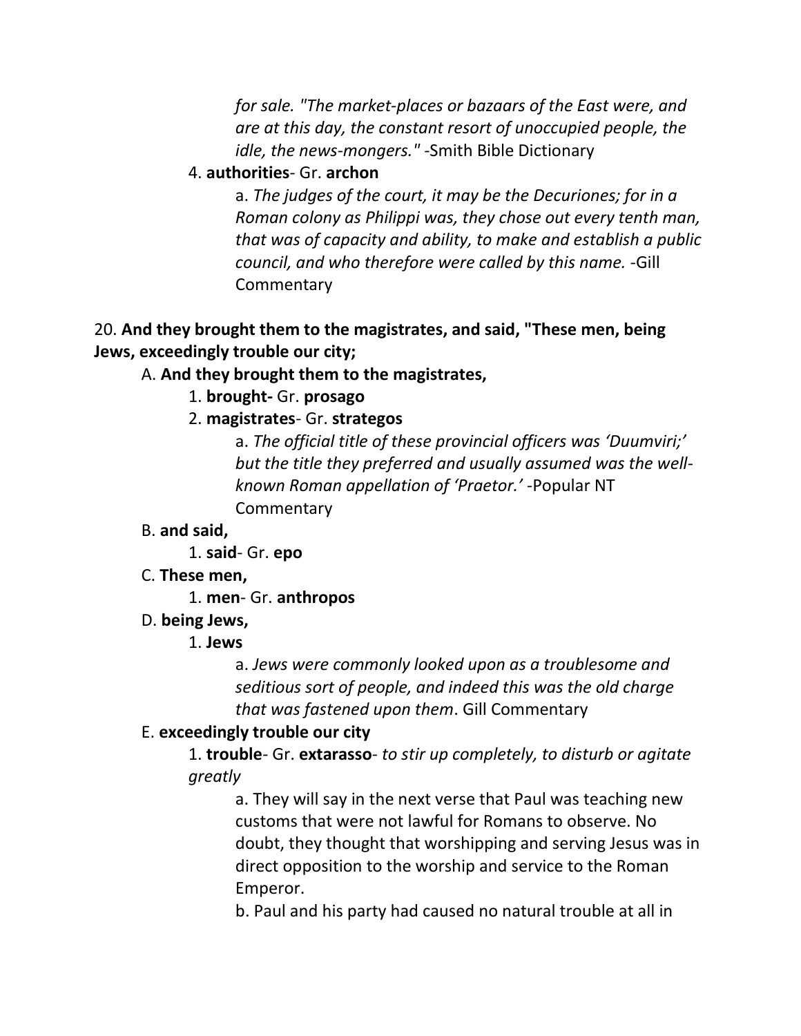*for sale. "The market-places or bazaars of the East were, and are at this day, the constant resort of unoccupied people, the idle, the news-mongers."* -Smith Bible Dictionary

4. **authorities**- Gr. **archon**

    a. *The judges of the court, it may be the Decuriones; for in a Roman colony as Philippi was, they chose out every tenth man, that was of capacity and ability, to make and establish a public council, and who therefore were called by this name.* -Gill Commentary

20. **And they brought them to the magistrates, and said, "These men, being Jews, exceedingly trouble our city;**

A. **And they brought them to the magistrates,**

1. **brought-** Gr. **prosago**
2. **magistrates**- Gr. **strategos**

    a. *The official title of these provincial officers was 'Duumviri;' but the title they preferred and usually assumed was the well-known Roman appellation of 'Praetor.'* -Popular NT Commentary

B. **and said,**

1. **said**- Gr. **epo**

C. **These men,**

1. **men**- Gr. **anthropos**

D. **being Jews,**

1. **Jews**

    a. *Jews were commonly looked upon as a troublesome and seditious sort of people, and indeed this was the old charge that was fastened upon them*. Gill Commentary

E. **exceedingly trouble our city**

1. **trouble**- Gr. **extarasso**- *to stir up completely, to disturb or agitate greatly*

    a. They will say in the next verse that Paul was teaching new customs that were not lawful for Romans to observe. No doubt, they thought that worshipping and serving Jesus was in direct opposition to the worship and service to the Roman Emperor.

    b. Paul and his party had caused no natural trouble at all in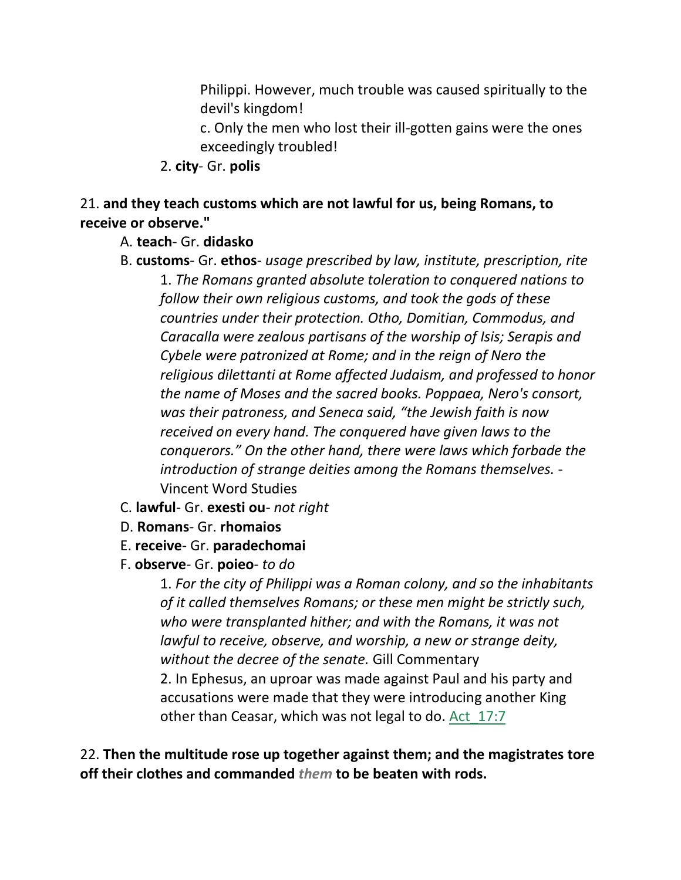Philippi. However, much trouble was caused spiritually to the devil's kingdom!

c. Only the men who lost their ill-gotten gains were the ones exceedingly troubled!

2. **city**- Gr. **polis**

21. **and they teach customs which are not lawful for us, being Romans, to receive or observe."**

A. **teach**- Gr. **didasko**

B. **customs**- Gr. **ethos**- *usage prescribed by law, institute, prescription, rite*

1. *The Romans granted absolute toleration to conquered nations to follow their own religious customs, and took the gods of these countries under their protection. Otho, Domitian, Commodus, and Caracalla were zealous partisans of the worship of Isis; Serapis and Cybele were patronized at Rome; and in the reign of Nero the religious dilettanti at Rome affected Judaism, and professed to honor the name of Moses and the sacred books. Poppaea, Nero's consort, was their patroness, and Seneca said, "the Jewish faith is now received on every hand. The conquered have given laws to the conquerors." On the other hand, there were laws which forbade the introduction of strange deities among the Romans themselves. -* Vincent Word Studies

C. **lawful**- Gr. **exesti ou**- *not right*

D. **Romans**- Gr. **rhomaios**

E. **receive**- Gr. **paradechomai**

F. **observe**- Gr. **poieo**- *to do*

1. *For the city of Philippi was a Roman colony, and so the inhabitants of it called themselves Romans; or these men might be strictly such, who were transplanted hither; and with the Romans, it was not lawful to receive, observe, and worship, a new or strange deity, without the decree of the senate.* Gill Commentary

2. In Ephesus, an uproar was made against Paul and his party and accusations were made that they were introducing another King other than Ceasar, which was not legal to do. Act_17:7

22. **Then the multitude rose up together against them; and the magistrates tore off their clothes and commanded *them* to be beaten with rods.**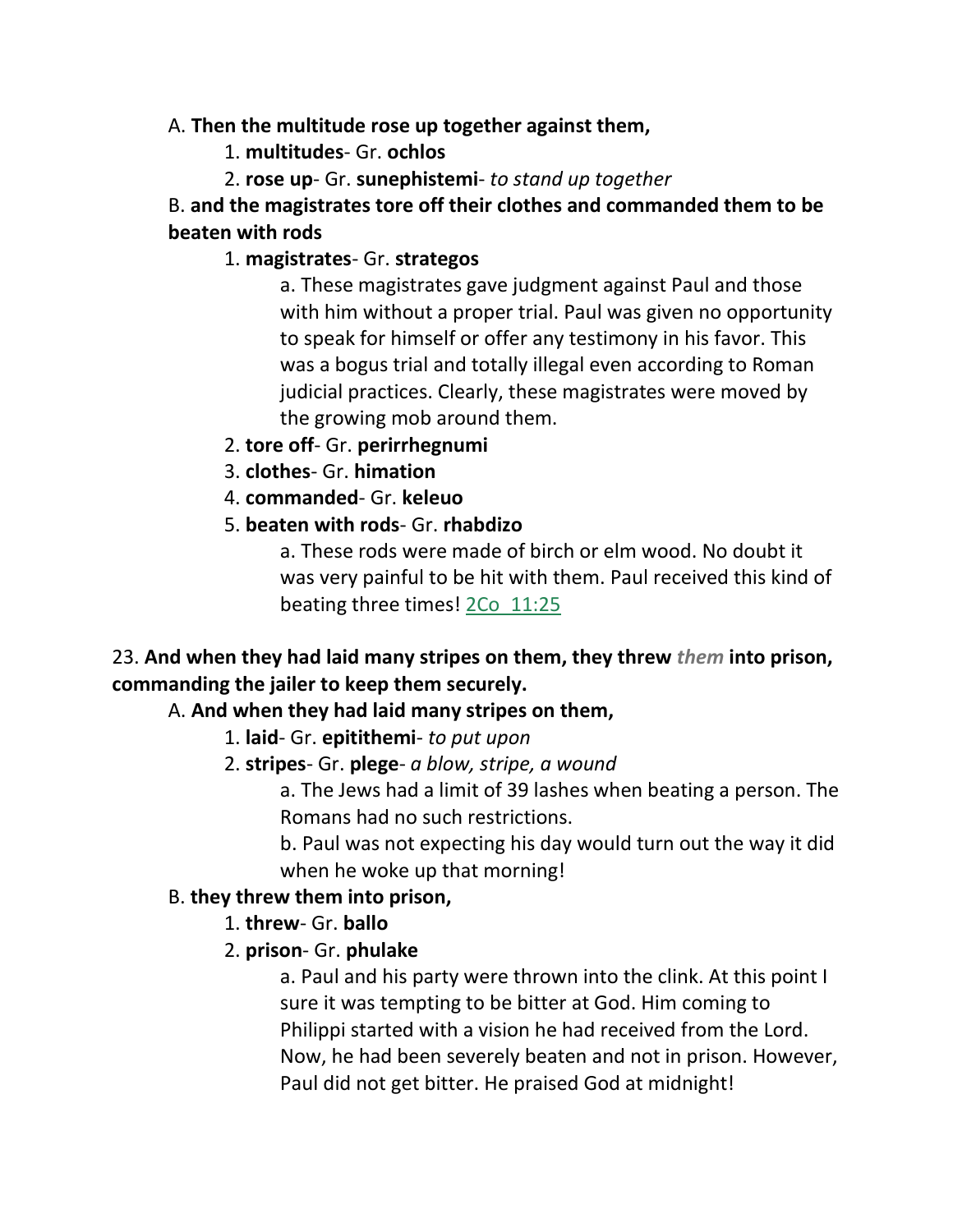A. **Then the multitude rose up together against them,**

1. **multitudes**- Gr. **ochlos**
2. **rose up**- Gr. **sunephistemi**- *to stand up together*

B. **and the magistrates tore off their clothes and commanded them to be beaten with rods**

1. **magistrates**- Gr. **strategos**

   a. These magistrates gave judgment against Paul and those with him without a proper trial. Paul was given no opportunity to speak for himself or offer any testimony in his favor. This was a bogus trial and totally illegal even according to Roman judicial practices. Clearly, these magistrates were moved by the growing mob around them.

2. **tore off**- Gr. **perirrhegnumi**
3. **clothes**- Gr. **himation**
4. **commanded**- Gr. **keleuo**
5. **beaten with rods**- Gr. **rhabdizo**

   a. These rods were made of birch or elm wood. No doubt it was very painful to be hit with them. Paul received this kind of beating three times! 2Co 11:25

23. **And when they had laid many stripes on them, they threw *them* into prison, commanding the jailer to keep them securely.**

A. **And when they had laid many stripes on them,**

1. **laid**- Gr. **epitithemi**- *to put upon*
2. **stripes**- Gr. **plege**- *a blow, stripe, a wound*

   a. The Jews had a limit of 39 lashes when beating a person. The Romans had no such restrictions.

   b. Paul was not expecting his day would turn out the way it did when he woke up that morning!

B. **they threw them into prison,**

1. **threw**- Gr. **ballo**
2. **prison**- Gr. **phulake**

   a. Paul and his party were thrown into the clink. At this point I sure it was tempting to be bitter at God. Him coming to Philippi started with a vision he had received from the Lord. Now, he had been severely beaten and not in prison. However, Paul did not get bitter. He praised God at midnight!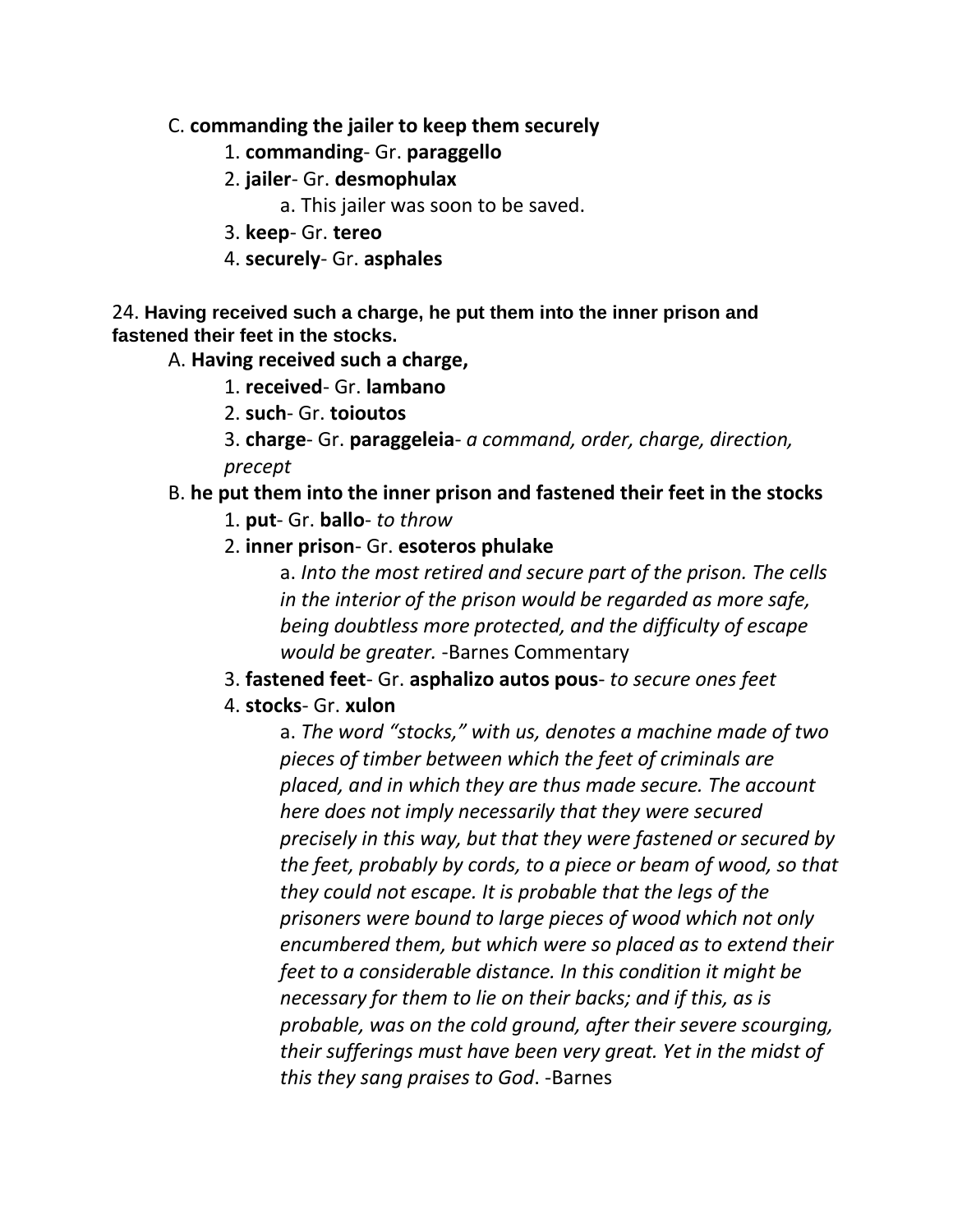C. **commanding the jailer to keep them securely**

1. **commanding**- Gr. **paraggello**
2. **jailer**- Gr. **desmophulax**
    a. This jailer was soon to be saved.
3. **keep**- Gr. **tereo**
4. **securely**- Gr. **asphales**

24. **Having received such a charge, he put them into the inner prison and fastened their feet in the stocks.**

A. **Having received such a charge,**

1. **received**- Gr. **lambano**
2. **such**- Gr. **toioutos**
3. **charge**- Gr. **paraggeleia**- *a command, order, charge, direction, precept*

B. **he put them into the inner prison and fastened their feet in the stocks**

1. **put**- Gr. **ballo**- *to throw*
2. **inner prison**- Gr. **esoteros phulake**
    a. *Into the most retired and secure part of the prison. The cells in the interior of the prison would be regarded as more safe, being doubtless more protected, and the difficulty of escape would be greater.* -Barnes Commentary
3. **fastened feet**- Gr. **asphalizo autos pous**- *to secure ones feet*
4. **stocks**- Gr. **xulon**
    a. *The word "stocks," with us, denotes a machine made of two pieces of timber between which the feet of criminals are placed, and in which they are thus made secure. The account here does not imply necessarily that they were secured precisely in this way, but that they were fastened or secured by the feet, probably by cords, to a piece or beam of wood, so that they could not escape. It is probable that the legs of the prisoners were bound to large pieces of wood which not only encumbered them, but which were so placed as to extend their feet to a considerable distance. In this condition it might be necessary for them to lie on their backs; and if this, as is probable, was on the cold ground, after their severe scourging, their sufferings must have been very great. Yet in the midst of this they sang praises to God*. -Barnes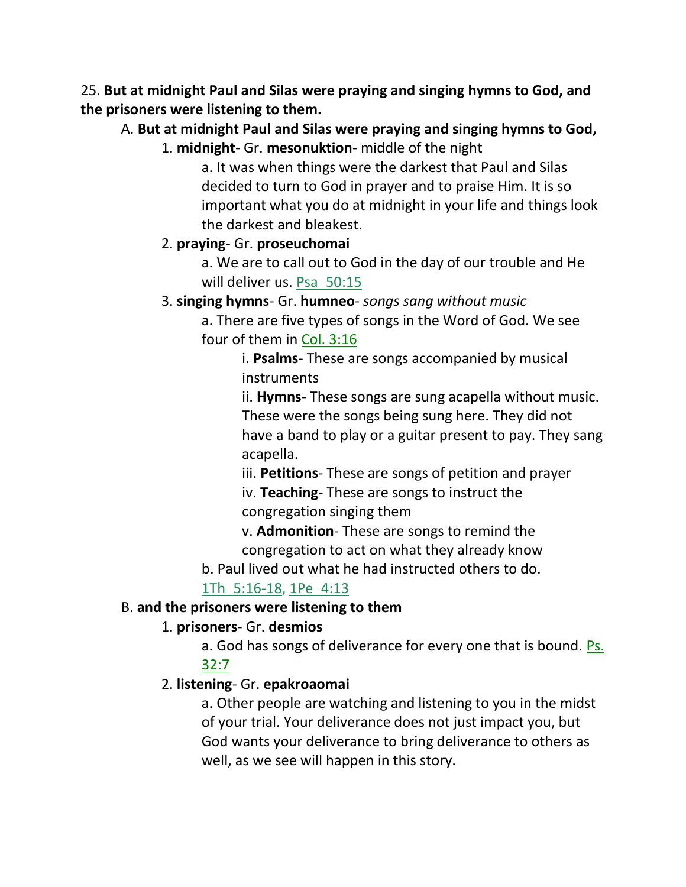25. **But at midnight Paul and Silas were praying and singing hymns to God, and the prisoners were listening to them.**

A. **But at midnight Paul and Silas were praying and singing hymns to God,**

1. **midnight**- Gr. **mesonuktion**- middle of the night

a. It was when things were the darkest that Paul and Silas decided to turn to God in prayer and to praise Him. It is so important what you do at midnight in your life and things look the darkest and bleakest.

2. **praying**- Gr. **proseuchomai**

a. We are to call out to God in the day of our trouble and He will deliver us. Psa 50:15

3. **singing hymns**- Gr. **humneo**- *songs sang without music*

a. There are five types of songs in the Word of God. We see four of them in Col. 3:16

i. **Psalms**- These are songs accompanied by musical instruments

ii. **Hymns**- These songs are sung acapella without music. These were the songs being sung here. They did not have a band to play or a guitar present to pay. They sang acapella.

iii. **Petitions**- These are songs of petition and prayer

iv. **Teaching**- These are songs to instruct the congregation singing them

v. **Admonition**- These are songs to remind the congregation to act on what they already know

b. Paul lived out what he had instructed others to do. 1Th 5:16-18, 1Pe 4:13

B. **and the prisoners were listening to them**

1. **prisoners**- Gr. **desmios**

a. God has songs of deliverance for every one that is bound. Ps. 32:7

2. **listening**- Gr. **epakroaomai**

a. Other people are watching and listening to you in the midst of your trial. Your deliverance does not just impact you, but God wants your deliverance to bring deliverance to others as well, as we see will happen in this story.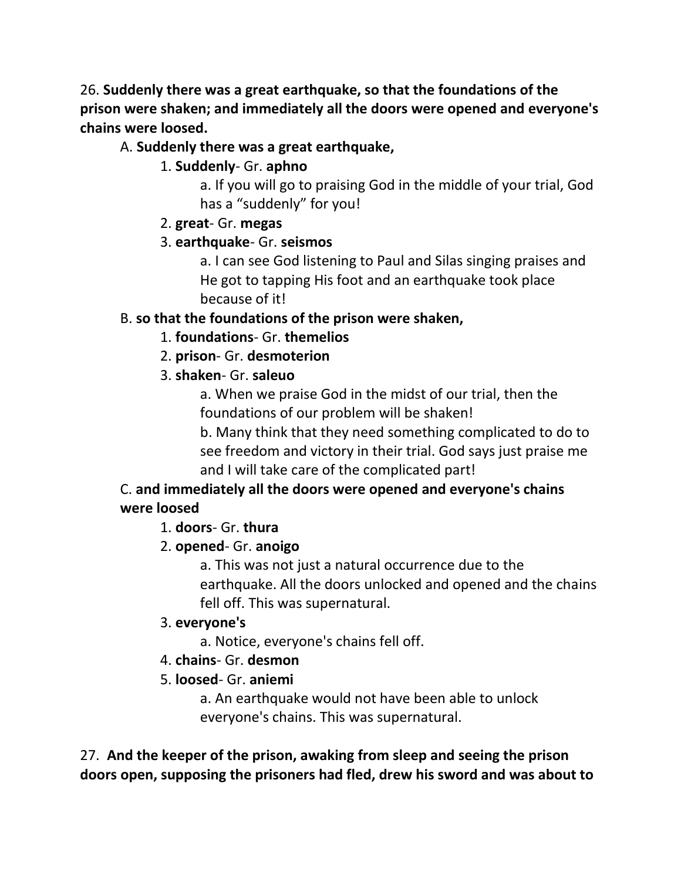26. **Suddenly there was a great earthquake, so that the foundations of the prison were shaken; and immediately all the doors were opened and everyone's chains were loosed.**

A. **Suddenly there was a great earthquake,**

1. **Suddenly**- Gr. **aphno**
   a. If you will go to praising God in the middle of your trial, God has a "suddenly" for you!
2. **great**- Gr. **megas**
3. **earthquake**- Gr. **seismos**
   a. I can see God listening to Paul and Silas singing praises and He got to tapping His foot and an earthquake took place because of it!

B. **so that the foundations of the prison were shaken,**

1. **foundations**- Gr. **themelios**
2. **prison**- Gr. **desmoterion**
3. **shaken**- Gr. **saleuo**
   a. When we praise God in the midst of our trial, then the foundations of our problem will be shaken!
   b. Many think that they need something complicated to do to see freedom and victory in their trial. God says just praise me and I will take care of the complicated part!

C. **and immediately all the doors were opened and everyone's chains were loosed**

1. **doors**- Gr. **thura**
2. **opened**- Gr. **anoigo**
   a. This was not just a natural occurrence due to the earthquake. All the doors unlocked and opened and the chains fell off. This was supernatural.
3. **everyone's**
   a. Notice, everyone's chains fell off.
4. **chains**- Gr. **desmon**
5. **loosed**- Gr. **aniemi**
   a. An earthquake would not have been able to unlock everyone's chains. This was supernatural.

27. **And the keeper of the prison, awaking from sleep and seeing the prison doors open, supposing the prisoners had fled, drew his sword and was about to**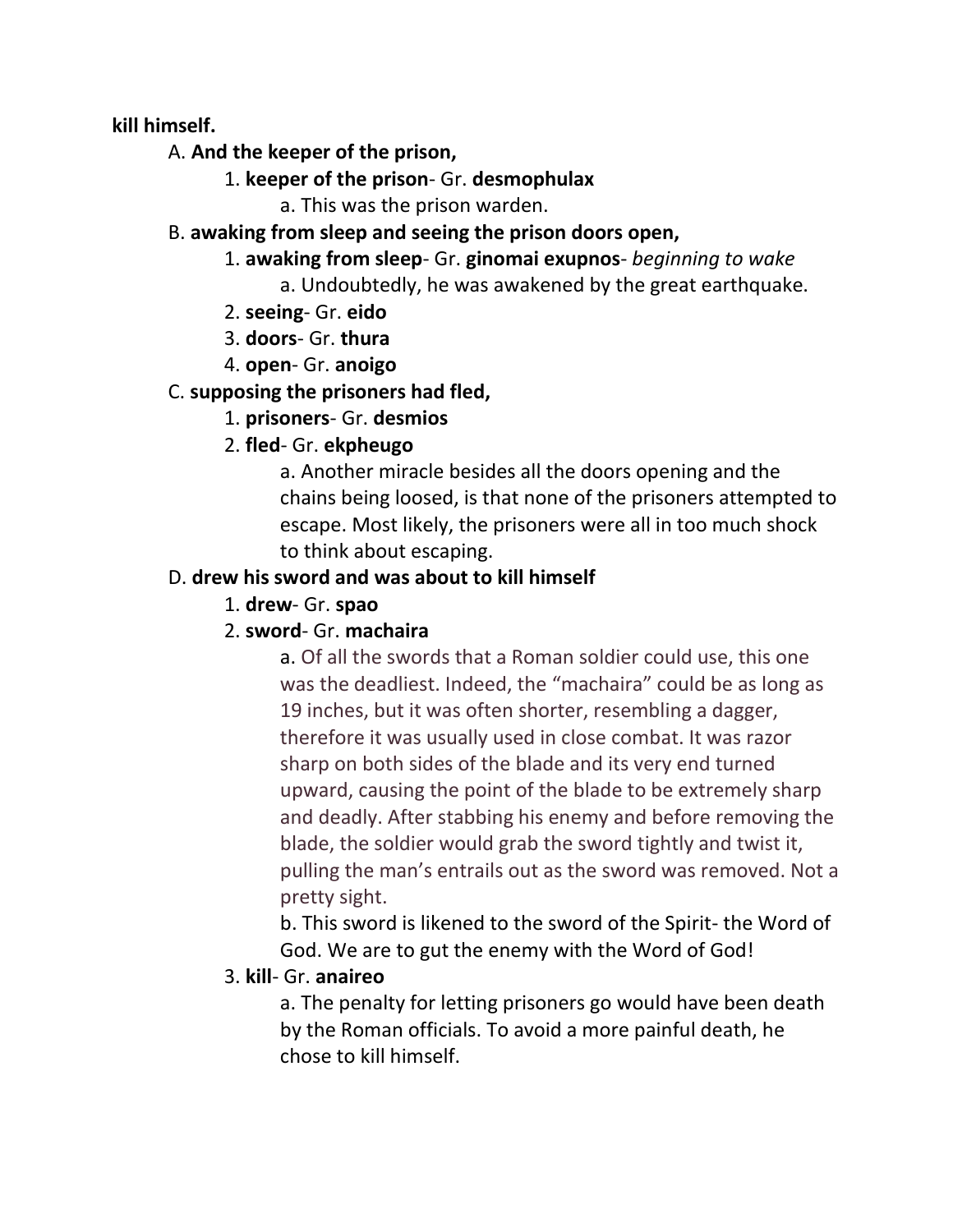**kill himself.**

A. **And the keeper of the prison,**

1. **keeper of the prison**- Gr. **desmophulax**
    a. This was the prison warden.

B. **awaking from sleep and seeing the prison doors open,**

1. **awaking from sleep**- Gr. **ginomai exupnos**- *beginning to wake*
    a. Undoubtedly, he was awakened by the great earthquake.
2. **seeing**- Gr. **eido**
3. **doors**- Gr. **thura**
4. **open**- Gr. **anoigo**

C. **supposing the prisoners had fled,**

1. **prisoners**- Gr. **desmios**
2. **fled**- Gr. **ekpheugo**
    a. Another miracle besides all the doors opening and the chains being loosed, is that none of the prisoners attempted to escape. Most likely, the prisoners were all in too much shock to think about escaping.

D. **drew his sword and was about to kill himself**

1. **drew**- Gr. **spao**
2. **sword**- Gr. **machaira**
    a. Of all the swords that a Roman soldier could use, this one was the deadliest. Indeed, the "machaira" could be as long as 19 inches, but it was often shorter, resembling a dagger, therefore it was usually used in close combat. It was razor sharp on both sides of the blade and its very end turned upward, causing the point of the blade to be extremely sharp and deadly. After stabbing his enemy and before removing the blade, the soldier would grab the sword tightly and twist it, pulling the man's entrails out as the sword was removed. Not a pretty sight.
    b. This sword is likened to the sword of the Spirit- the Word of God. We are to gut the enemy with the Word of God!
3. **kill**- Gr. **anaireo**
    a. The penalty for letting prisoners go would have been death by the Roman officials. To avoid a more painful death, he chose to kill himself.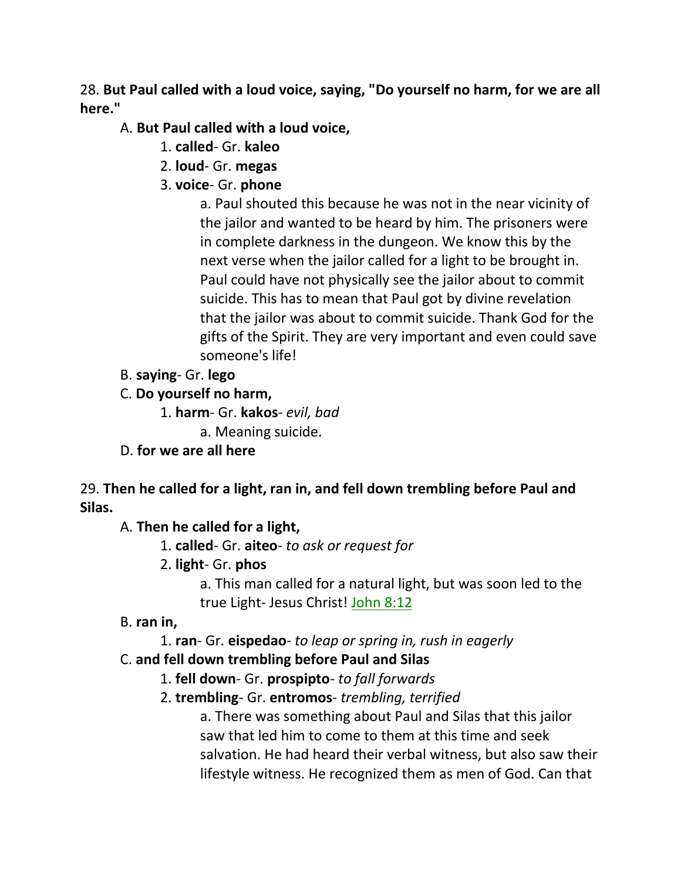28. **But Paul called with a loud voice, saying, "Do yourself no harm, for we are all here."**

A. **But Paul called with a loud voice,**

1. **called**- Gr. **kaleo**
2. **loud**- Gr. **megas**
3. **voice**- Gr. **phone**

    a. Paul shouted this because he was not in the near vicinity of the jailor and wanted to be heard by him. The prisoners were in complete darkness in the dungeon. We know this by the next verse when the jailor called for a light to be brought in. Paul could have not physically see the jailor about to commit suicide. This has to mean that Paul got by divine revelation that the jailor was about to commit suicide. Thank God for the gifts of the Spirit. They are very important and even could save someone's life!

B. **saying**- Gr. **lego**

C. **Do yourself no harm,**

1. **harm**- Gr. **kakos**- *evil, bad*

    a. Meaning suicide.

D. **for we are all here**

29. **Then he called for a light, ran in, and fell down trembling before Paul and Silas.**

A. **Then he called for a light,**

1. **called**- Gr. **aiteo**- *to ask or request for*
2. **light**- Gr. **phos**

    a. This man called for a natural light, but was soon led to the true Light- Jesus Christ! John 8:12

B. **ran in,**

1. **ran**- Gr. **eispedao**- *to leap or spring in, rush in eagerly*

C. **and fell down trembling before Paul and Silas**

1. **fell down**- Gr. **prospipto**- *to fall forwards*
2. **trembling**- Gr. **entromos**- *trembling, terrified*

    a. There was something about Paul and Silas that this jailor saw that led him to come to them at this time and seek salvation. He had heard their verbal witness, but also saw their lifestyle witness. He recognized them as men of God. Can that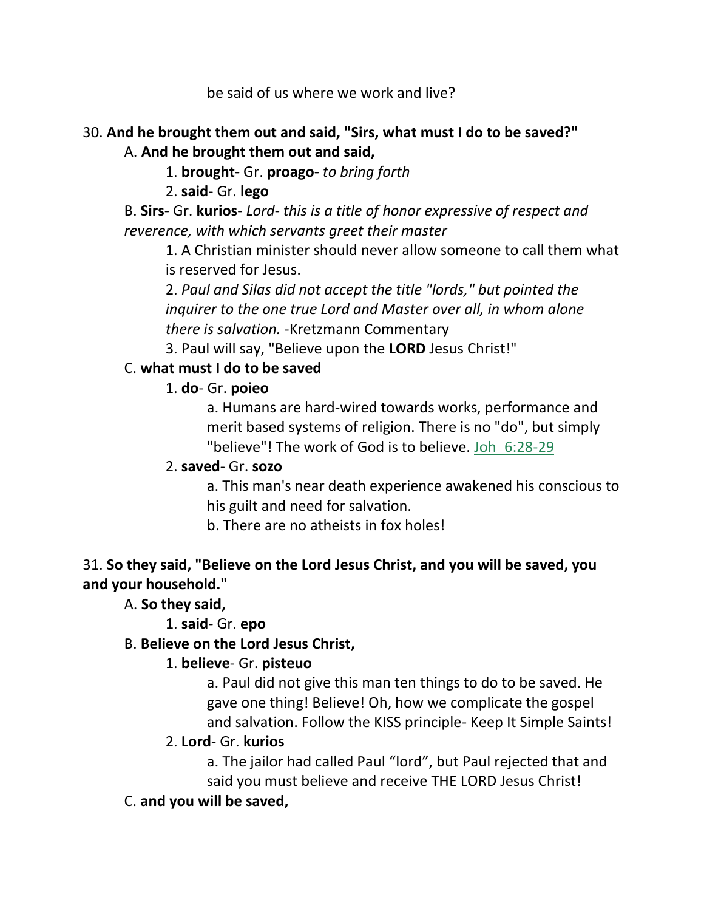be said of us where we work and live?

30. **And he brought them out and said, "Sirs, what must I do to be saved?"**

A. **And he brought them out and said,**

1. **brought**- Gr. **proago**- *to bring forth*

2. **said**- Gr. **lego**

B. **Sirs**- Gr. **kurios**- *Lord- this is a title of honor expressive of respect and reverence, with which servants greet their master*

1. A Christian minister should never allow someone to call them what is reserved for Jesus.

2. *Paul and Silas did not accept the title "lords," but pointed the inquirer to the one true Lord and Master over all, in whom alone there is salvation.* -Kretzmann Commentary

3. Paul will say, "Believe upon the **LORD** Jesus Christ!"

C. **what must I do to be saved**

1. **do**- Gr. **poieo**

a. Humans are hard-wired towards works, performance and merit based systems of religion. There is no "do", but simply "believe"! The work of God is to believe. Joh 6:28-29

2. **saved**- Gr. **sozo**

a. This man's near death experience awakened his conscious to his guilt and need for salvation.

b. There are no atheists in fox holes!

31. **So they said, "Believe on the Lord Jesus Christ, and you will be saved, you and your household."**

A. **So they said,**

1. **said**- Gr. **epo**

B. **Believe on the Lord Jesus Christ,**

1. **believe**- Gr. **pisteuo**

a. Paul did not give this man ten things to do to be saved. He gave one thing! Believe! Oh, how we complicate the gospel and salvation. Follow the KISS principle- Keep It Simple Saints!

2. **Lord**- Gr. **kurios**

a. The jailor had called Paul "lord", but Paul rejected that and said you must believe and receive THE LORD Jesus Christ!

C. **and you will be saved,**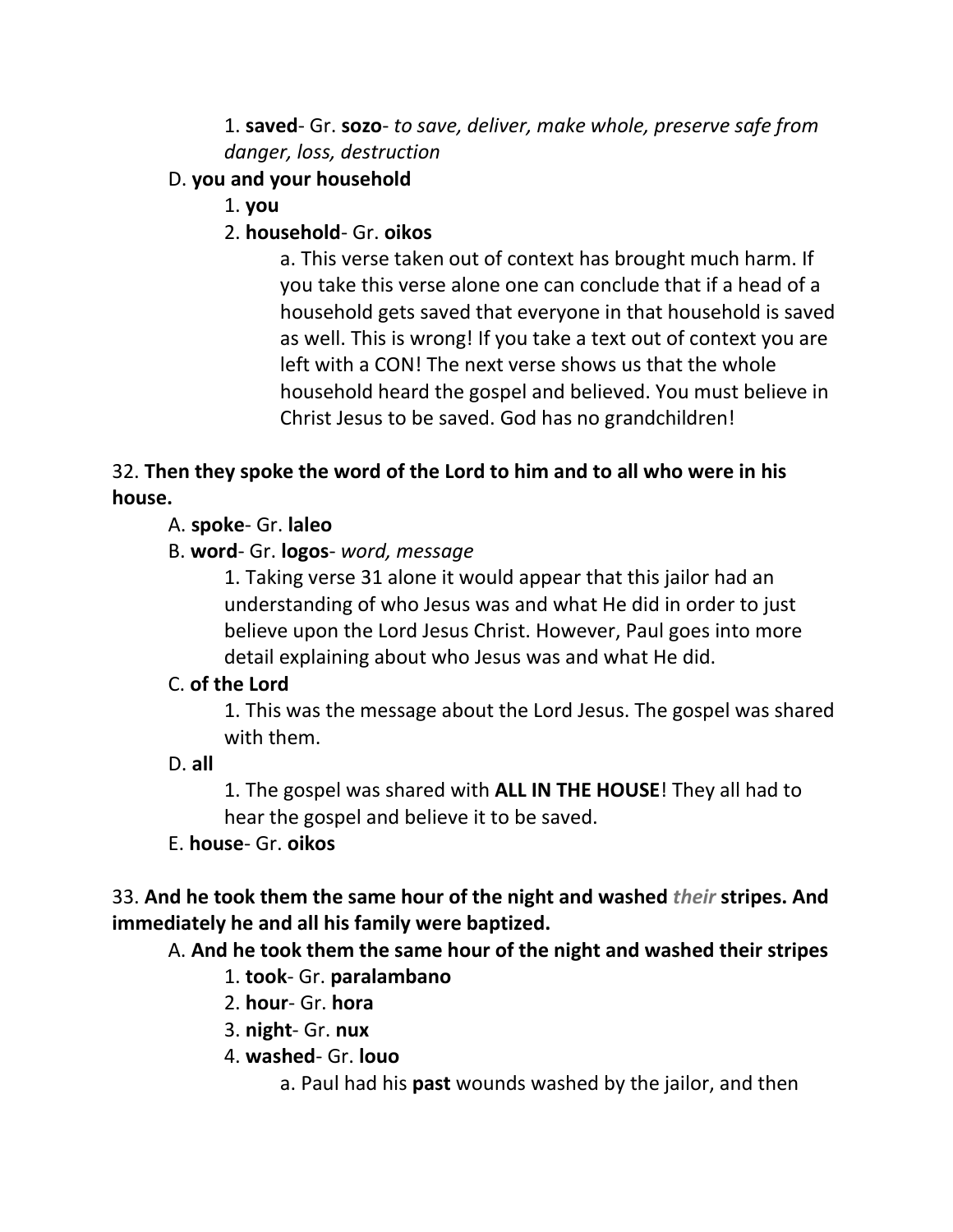1. **saved**- Gr. **sozo**- *to save, deliver, make whole, preserve safe from danger, loss, destruction*

D. **you and your household**

1. **you**

2. **household**- Gr. **oikos**

a. This verse taken out of context has brought much harm. If you take this verse alone one can conclude that if a head of a household gets saved that everyone in that household is saved as well. This is wrong! If you take a text out of context you are left with a CON! The next verse shows us that the whole household heard the gospel and believed. You must believe in Christ Jesus to be saved. God has no grandchildren!

32. **Then they spoke the word of the Lord to him and to all who were in his house.**

A. **spoke**- Gr. **laleo**

B. **word**- Gr. **logos**- *word, message*

1. Taking verse 31 alone it would appear that this jailor had an understanding of who Jesus was and what He did in order to just believe upon the Lord Jesus Christ. However, Paul goes into more detail explaining about who Jesus was and what He did.

C. **of the Lord**

1. This was the message about the Lord Jesus. The gospel was shared with them.

D. **all**

1. The gospel was shared with **ALL IN THE HOUSE**! They all had to hear the gospel and believe it to be saved.

E. **house**- Gr. **oikos**

33. **And he took them the same hour of the night and washed *their* stripes. And immediately he and all his family were baptized.**

A. **And he took them the same hour of the night and washed their stripes**

1. **took**- Gr. **paralambano**

2. **hour**- Gr. **hora**

3. **night**- Gr. **nux**

4. **washed**- Gr. **louo**

a. Paul had his **past** wounds washed by the jailor, and then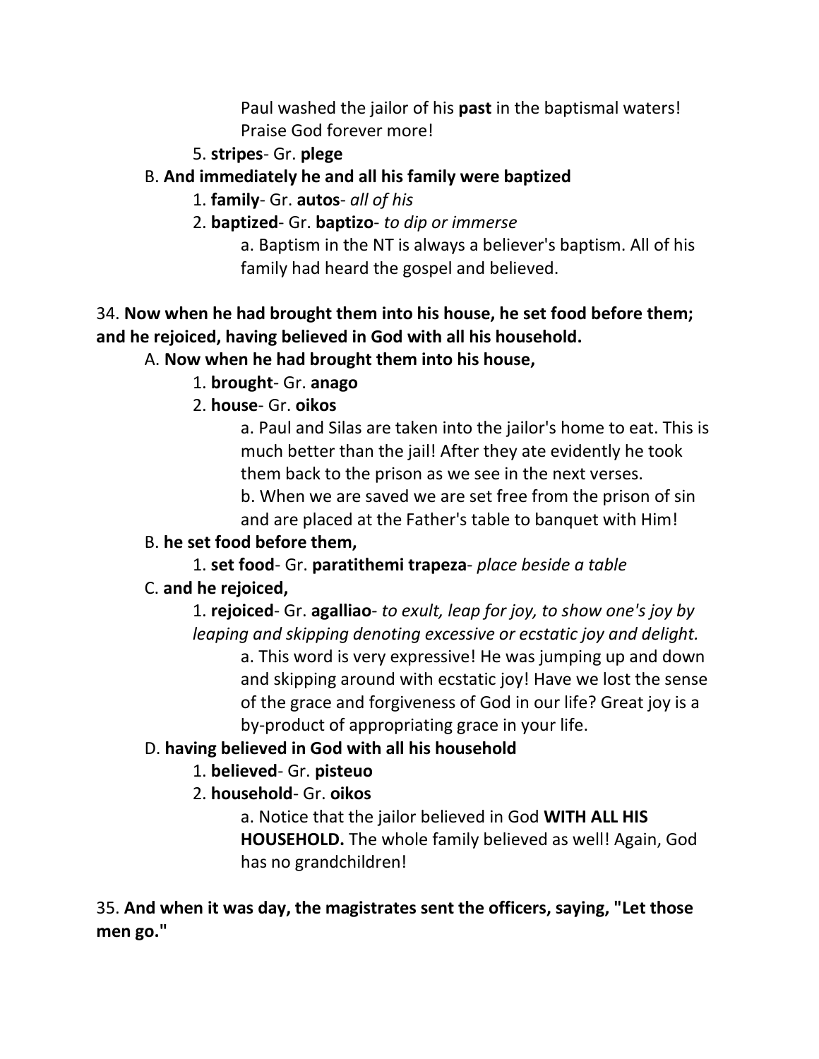Paul washed the jailor of his **past** in the baptismal waters! Praise God forever more!

5. **stripes**- Gr. **plege**

B. **And immediately he and all his family were baptized**

1. **family**- Gr. **autos**- *all of his*
2. **baptized**- Gr. **baptizo**- *to dip or immerse*

a. Baptism in the NT is always a believer's baptism. All of his family had heard the gospel and believed.

34. **Now when he had brought them into his house, he set food before them; and he rejoiced, having believed in God with all his household.**

A. **Now when he had brought them into his house,**

1. **brought**- Gr. **anago**
2. **house**- Gr. **oikos**

a. Paul and Silas are taken into the jailor's home to eat. This is much better than the jail! After they ate evidently he took them back to the prison as we see in the next verses.

b. When we are saved we are set free from the prison of sin and are placed at the Father's table to banquet with Him!

B. **he set food before them,**

1. **set food**- Gr. **paratithemi trapeza**- *place beside a table*

C. **and he rejoiced,**

1. **rejoiced**- Gr. **agalliao**- *to exult, leap for joy, to show one's joy by leaping and skipping denoting excessive or ecstatic joy and delight.*

a. This word is very expressive! He was jumping up and down and skipping around with ecstatic joy! Have we lost the sense of the grace and forgiveness of God in our life? Great joy is a by-product of appropriating grace in your life.

D. **having believed in God with all his household**

1. **believed**- Gr. **pisteuo**
2. **household**- Gr. **oikos**

a. Notice that the jailor believed in God **WITH ALL HIS HOUSEHOLD.** The whole family believed as well! Again, God has no grandchildren!

35. **And when it was day, the magistrates sent the officers, saying, "Let those men go."**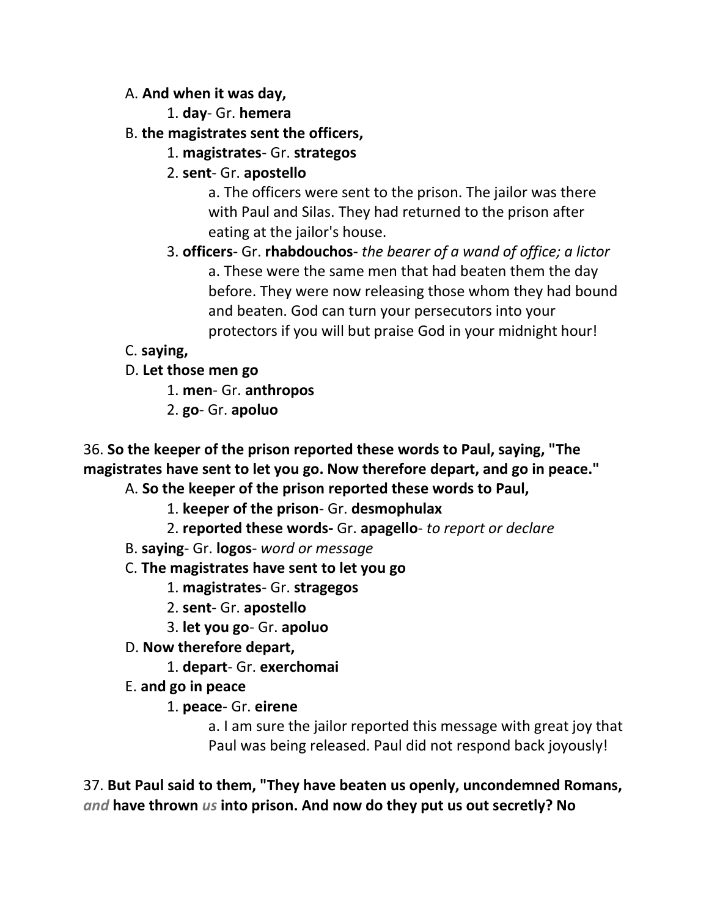A. **And when it was day,**

1. **day**- Gr. **hemera**

B. **the magistrates sent the officers,**

1. **magistrates**- Gr. **strategos**
2. **sent**- Gr. **apostello**

   a. The officers were sent to the prison. The jailor was there with Paul and Silas. They had returned to the prison after eating at the jailor's house.

3. **officers**- Gr. **rhabdouchos**- *the bearer of a wand of office; a lictor*

   a. These were the same men that had beaten them the day before. They were now releasing those whom they had bound and beaten. God can turn your persecutors into your protectors if you will but praise God in your midnight hour!

C. **saying,**

D. **Let those men go**

1. **men**- Gr. **anthropos**
2. **go**- Gr. **apoluo**

36. **So the keeper of the prison reported these words to Paul, saying, "The magistrates have sent to let you go. Now therefore depart, and go in peace."**

A. **So the keeper of the prison reported these words to Paul,**

1. **keeper of the prison**- Gr. **desmophulax**
2. **reported these words-** Gr. **apagello**- *to report or declare*

B. **saying**- Gr. **logos**- *word or message*

C. **The magistrates have sent to let you go**

1. **magistrates**- Gr. **stragegos**
2. **sent**- Gr. **apostello**
3. **let you go**- Gr. **apoluo**

D. **Now therefore depart,**

1. **depart**- Gr. **exerchomai**

E. **and go in peace**

1. **peace**- Gr. **eirene**

   a. I am sure the jailor reported this message with great joy that Paul was being released. Paul did not respond back joyously!

37. **But Paul said to them, "They have beaten us openly, uncondemned Romans,** *and* **have thrown** *us* **into prison. And now do they put us out secretly? No**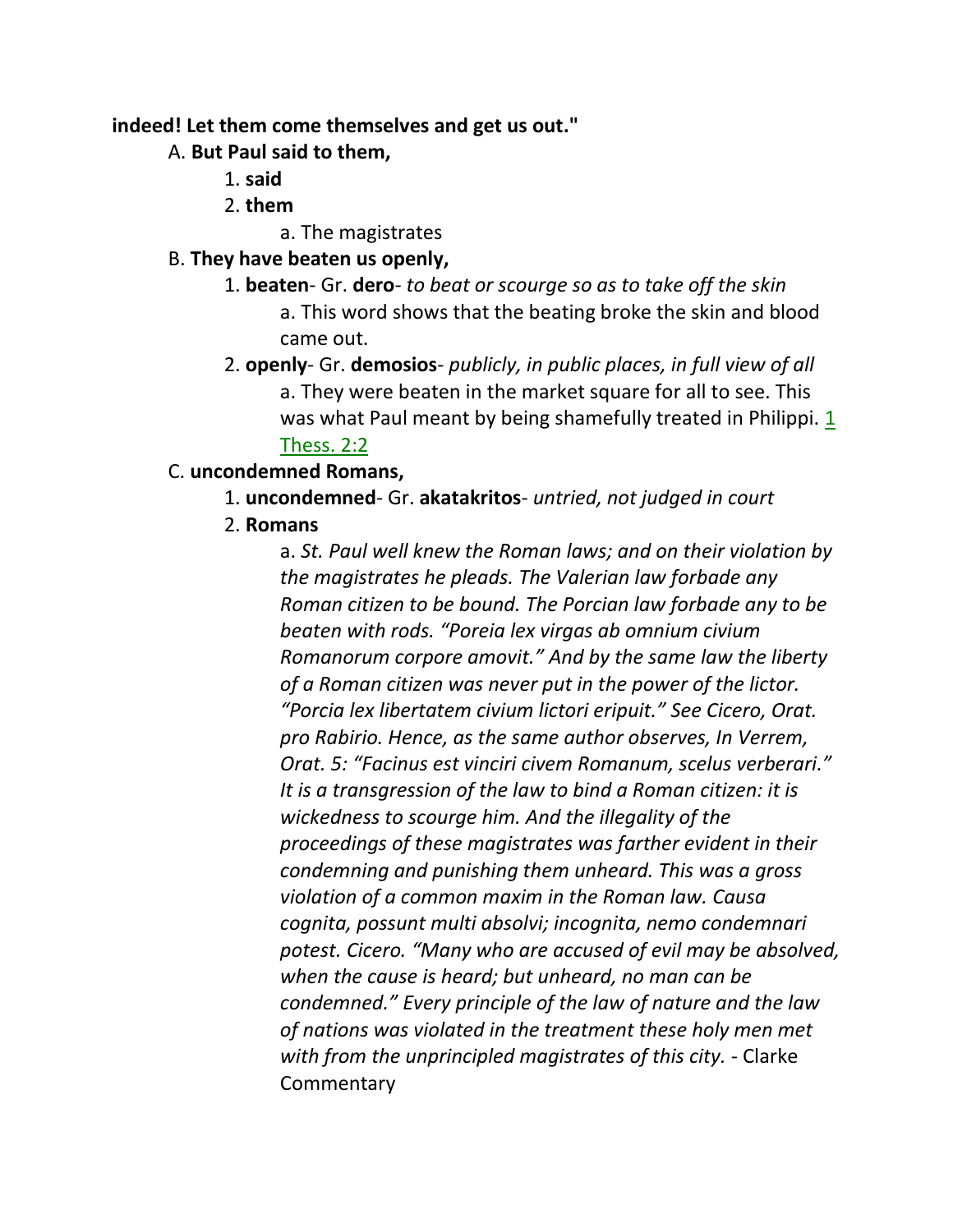**indeed! Let them come themselves and get us out."**

A. **But Paul said to them,**

1. **said**
2. **them**
    a. The magistrates

B. **They have beaten us openly,**

1. **beaten**- Gr. **dero**- *to beat or scourge so as to take off the skin*
    a. This word shows that the beating broke the skin and blood came out.
2. **openly**- Gr. **demosios**- *publicly, in public places, in full view of all*
    a. They were beaten in the market square for all to see. This was what Paul meant by being shamefully treated in Philippi. 1 Thess. 2:2

C. **uncondemned Romans,**

1. **uncondemned**- Gr. **akatakritos**- *untried, not judged in court*
2. **Romans**
    a. *St. Paul well knew the Roman laws; and on their violation by the magistrates he pleads. The Valerian law forbade any Roman citizen to be bound. The Porcian law forbade any to be beaten with rods. "Poreia lex virgas ab omnium civium Romanorum corpore amovit." And by the same law the liberty of a Roman citizen was never put in the power of the lictor. "Porcia lex libertatem civium lictori eripuit." See Cicero, Orat. pro Rabirio. Hence, as the same author observes, In Verrem, Orat. 5: "Facinus est vinciri civem Romanum, scelus verberari." It is a transgression of the law to bind a Roman citizen: it is wickedness to scourge him. And the illegality of the proceedings of these magistrates was farther evident in their condemning and punishing them unheard. This was a gross violation of a common maxim in the Roman law. Causa cognita, possunt multi absolvi; incognita, nemo condemnari potest. Cicero. "Many who are accused of evil may be absolved, when the cause is heard; but unheard, no man can be condemned." Every principle of the law of nature and the law of nations was violated in the treatment these holy men met with from the unprincipled magistrates of this city.* - Clarke Commentary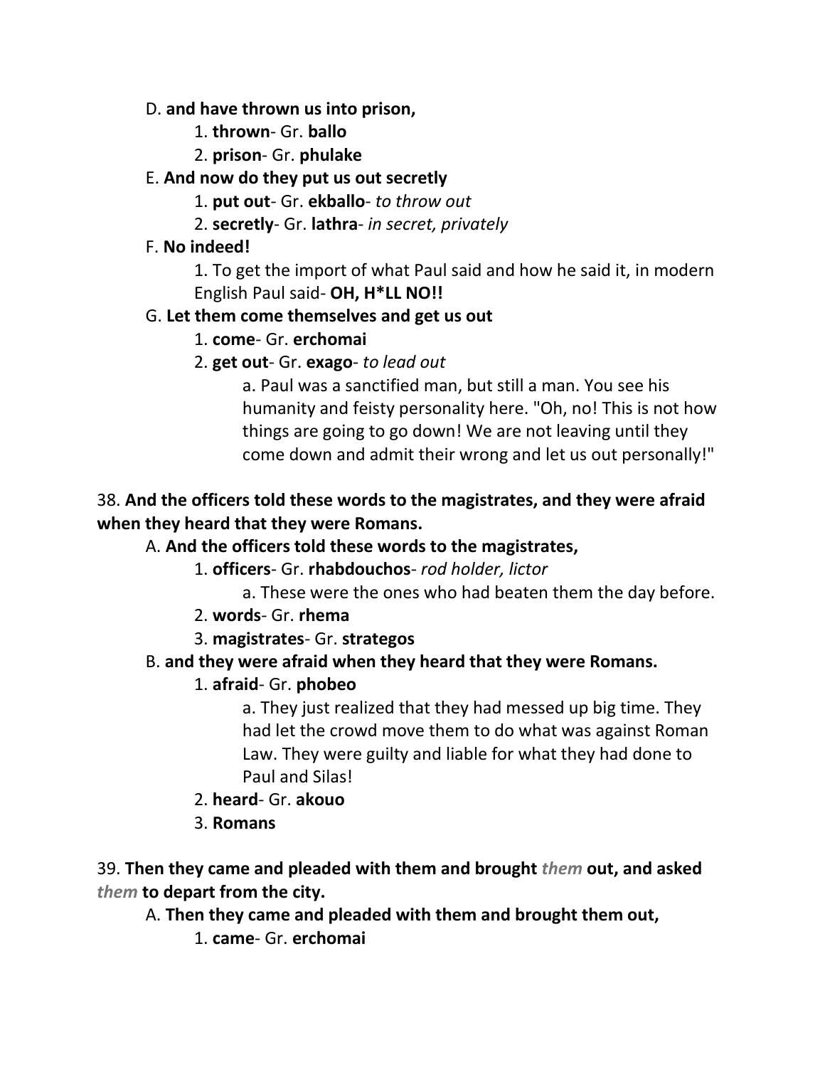D. **and have thrown us into prison,**

1. **thrown**- Gr. **ballo**
2. **prison**- Gr. **phulake**

E. **And now do they put us out secretly**

1. **put out**- Gr. **ekballo**- *to throw out*
2. **secretly**- Gr. **lathra**- *in secret, privately*

F. **No indeed!**

1. To get the import of what Paul said and how he said it, in modern English Paul said- **OH, H*LL NO!!**

G. **Let them come themselves and get us out**

1. **come**- Gr. **erchomai**
2. **get out**- Gr. **exago**- *to lead out*

    a. Paul was a sanctified man, but still a man. You see his humanity and feisty personality here. "Oh, no! This is not how things are going to go down! We are not leaving until they come down and admit their wrong and let us out personally!"

38. **And the officers told these words to the magistrates, and they were afraid when they heard that they were Romans.**

A. **And the officers told these words to the magistrates,**

1. **officers**- Gr. **rhabdouchos**- *rod holder, lictor*

    a. These were the ones who had beaten them the day before.

2. **words**- Gr. **rhema**
3. **magistrates**- Gr. **strategos**

B. **and they were afraid when they heard that they were Romans.**

1. **afraid**- Gr. **phobeo**

    a. They just realized that they had messed up big time. They had let the crowd move them to do what was against Roman Law. They were guilty and liable for what they had done to Paul and Silas!

2. **heard**- Gr. **akouo**
3. **Romans**

39. **Then they came and pleaded with them and brought *them* out, and asked *them* to depart from the city.**

A. **Then they came and pleaded with them and brought them out,**

1. **came**- Gr. **erchomai**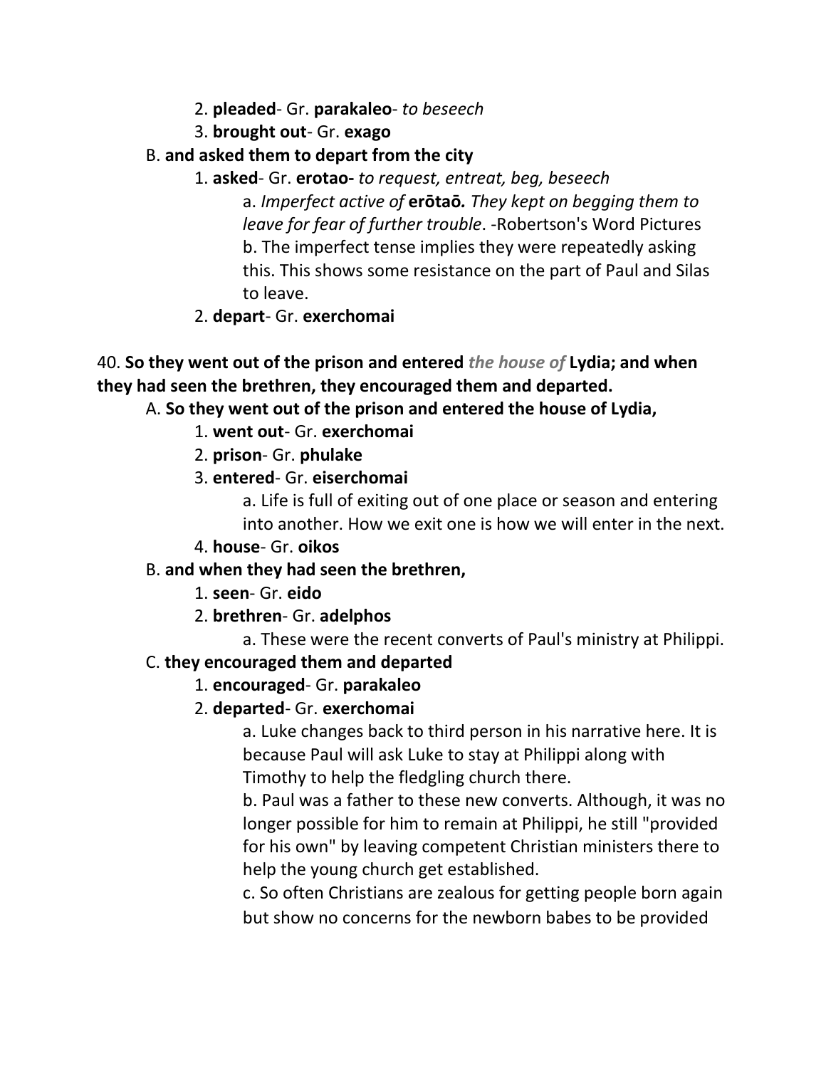2. **pleaded**- Gr. **parakaleo**- *to beseech*

3. **brought out**- Gr. **exago**

B. **and asked them to depart from the city**

1. **asked**- Gr. **erotao-** *to request, entreat, beg, beseech*

a. *Imperfect active of* **erōtaō***. They kept on begging them to leave for fear of further trouble*. -Robertson's Word Pictures

b. The imperfect tense implies they were repeatedly asking this. This shows some resistance on the part of Paul and Silas to leave.

2. **depart**- Gr. **exerchomai**

40. **So they went out of the prison and entered** ***the house of*** **Lydia; and when they had seen the brethren, they encouraged them and departed.**

A. **So they went out of the prison and entered the house of Lydia,**

1. **went out**- Gr. **exerchomai**

2. **prison**- Gr. **phulake**

3. **entered**- Gr. **eiserchomai**

a. Life is full of exiting out of one place or season and entering into another. How we exit one is how we will enter in the next.

4. **house**- Gr. **oikos**

B. **and when they had seen the brethren,**

1. **seen**- Gr. **eido**

2. **brethren**- Gr. **adelphos**

a. These were the recent converts of Paul's ministry at Philippi.

C. **they encouraged them and departed**

1. **encouraged**- Gr. **parakaleo**

2. **departed**- Gr. **exerchomai**

a. Luke changes back to third person in his narrative here. It is because Paul will ask Luke to stay at Philippi along with Timothy to help the fledgling church there.

b. Paul was a father to these new converts. Although, it was no longer possible for him to remain at Philippi, he still "provided for his own" by leaving competent Christian ministers there to help the young church get established.

c. So often Christians are zealous for getting people born again but show no concerns for the newborn babes to be provided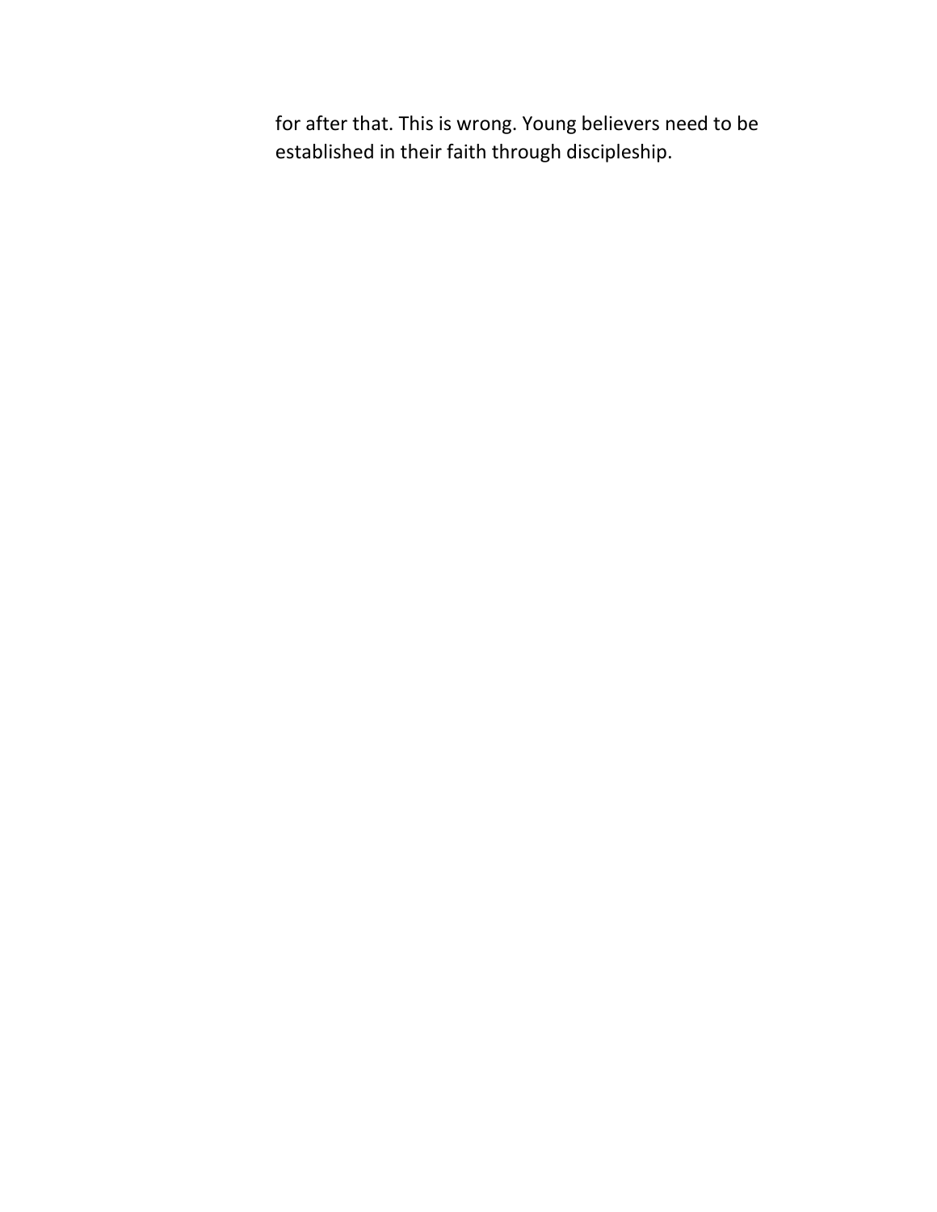for after that. This is wrong. Young believers need to be established in their faith through discipleship.